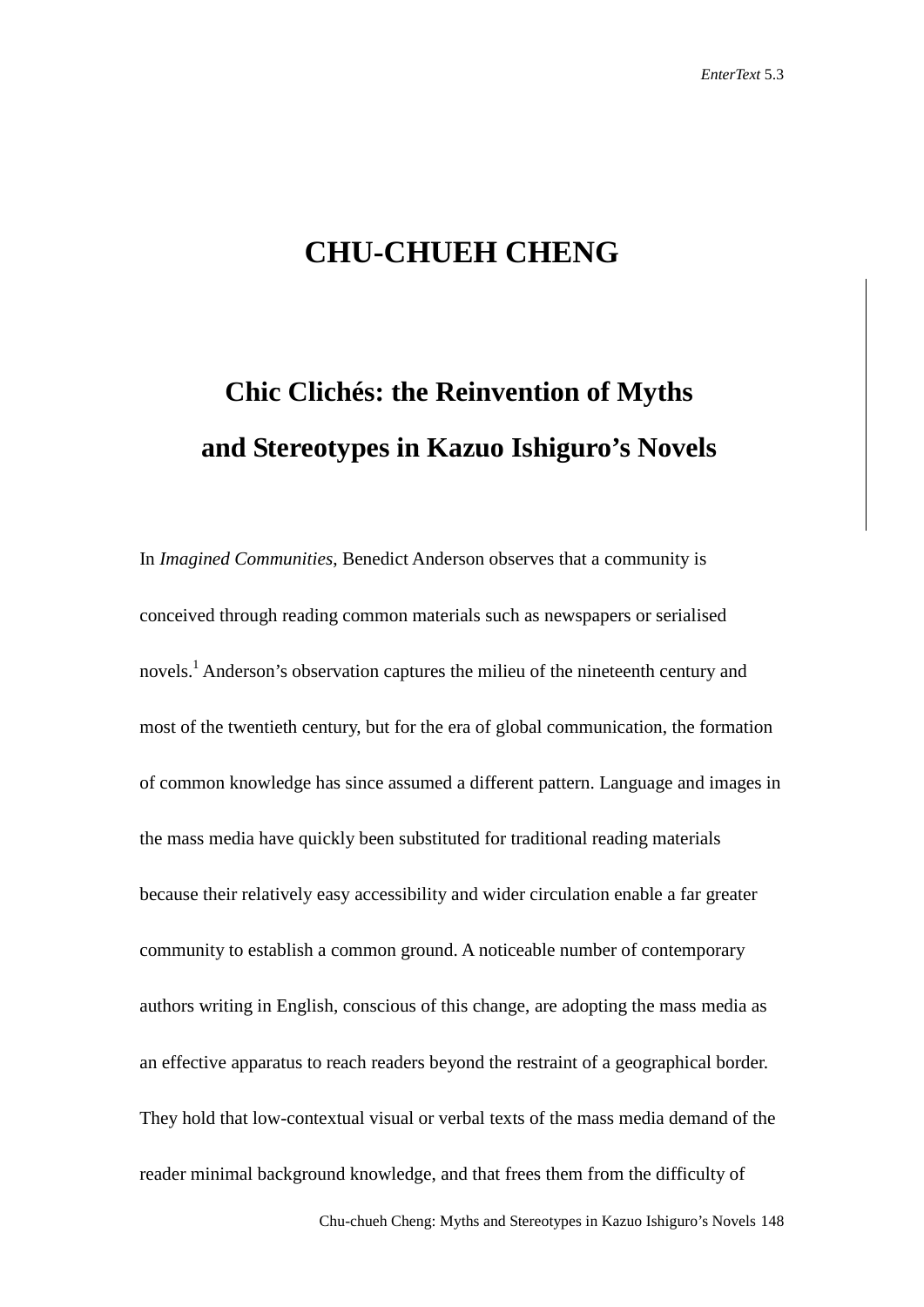# CHU-CHUEH CHENG

## Chic Clichés: the Reinvention of Myths and Stereotypes in Kazuo Ishiguro's Novels

In *Imagined Communities,* Benedict Anderson observes that a community is conceived through reading common materials such as newspapers or serialised novels.[1] Anderson's observation captures the milieu of the nineteenth century and most of the twentieth century, but for the era of global communication, the formation of common knowledge has since assumed a different pattern. Language and images in the mass media have quickly been substituted for traditional reading materials because their relatively easy accessibility and wider circulation enable a far greater community to establish a common ground. A noticeable number of contemporary authors writing in English, conscious of this change, are adopting the mass media as an effective apparatus to reach readers beyond the restraint of a geographical border. They hold that low-contextual visual or verbal texts of the mass media demand of the reader minimal background knowledge, and that frees them from the difficulty of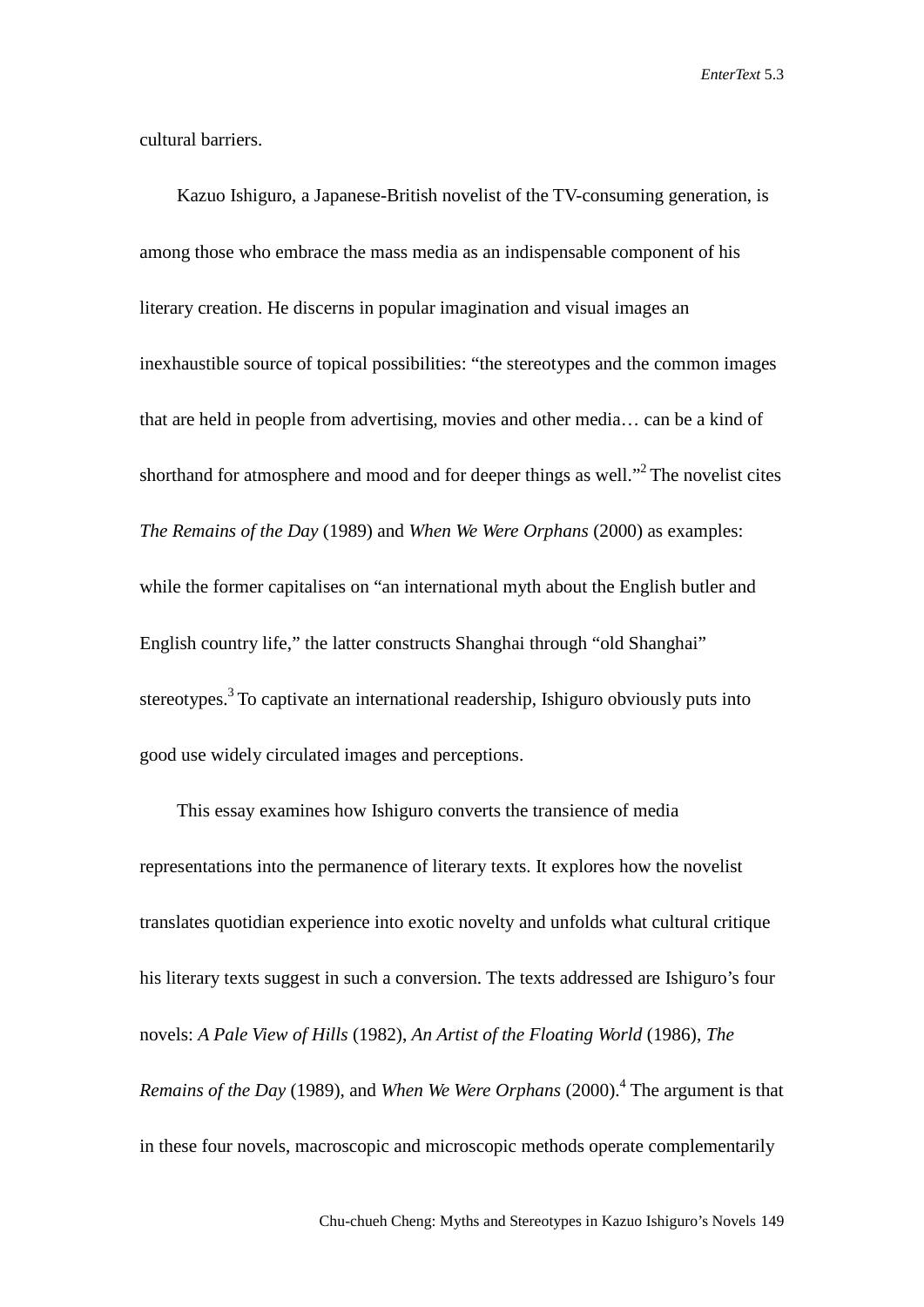cultural barriers.

Kazuo Ishiguro, a Japanese-British novelist of the TV-consuming generation, is among those who embrace the mass media as an indispensable component of his literary creation. He discerns in popular imagination and visual images an inexhaustible source of topical possibilities: "the stereotypes and the common images that are held in people from advertising, movies and other media… can be a kind of shorthand for atmosphere and mood and for deeper things as well."[2] The novelist cites *The Remains of the Day* (1989) and *When We Were Orphans* (2000) as examples: while the former capitalises on "an international myth about the English butler and English country life," the latter constructs Shanghai through "old Shanghai" stereotypes.[3] To captivate an international readership, Ishiguro obviously puts into good use widely circulated images and perceptions.

This essay examines how Ishiguro converts the transience of media representations into the permanence of literary texts. It explores how the novelist translates quotidian experience into exotic novelty and unfolds what cultural critique his literary texts suggest in such a conversion. The texts addressed are Ishiguro's four novels: *A Pale View of Hills* (1982), *An Artist of the Floating World* (1986), *The Remains of the Day* (1989), and *When We Were Orphans* (2000).[4] The argument is that in these four novels, macroscopic and microscopic methods operate complementarily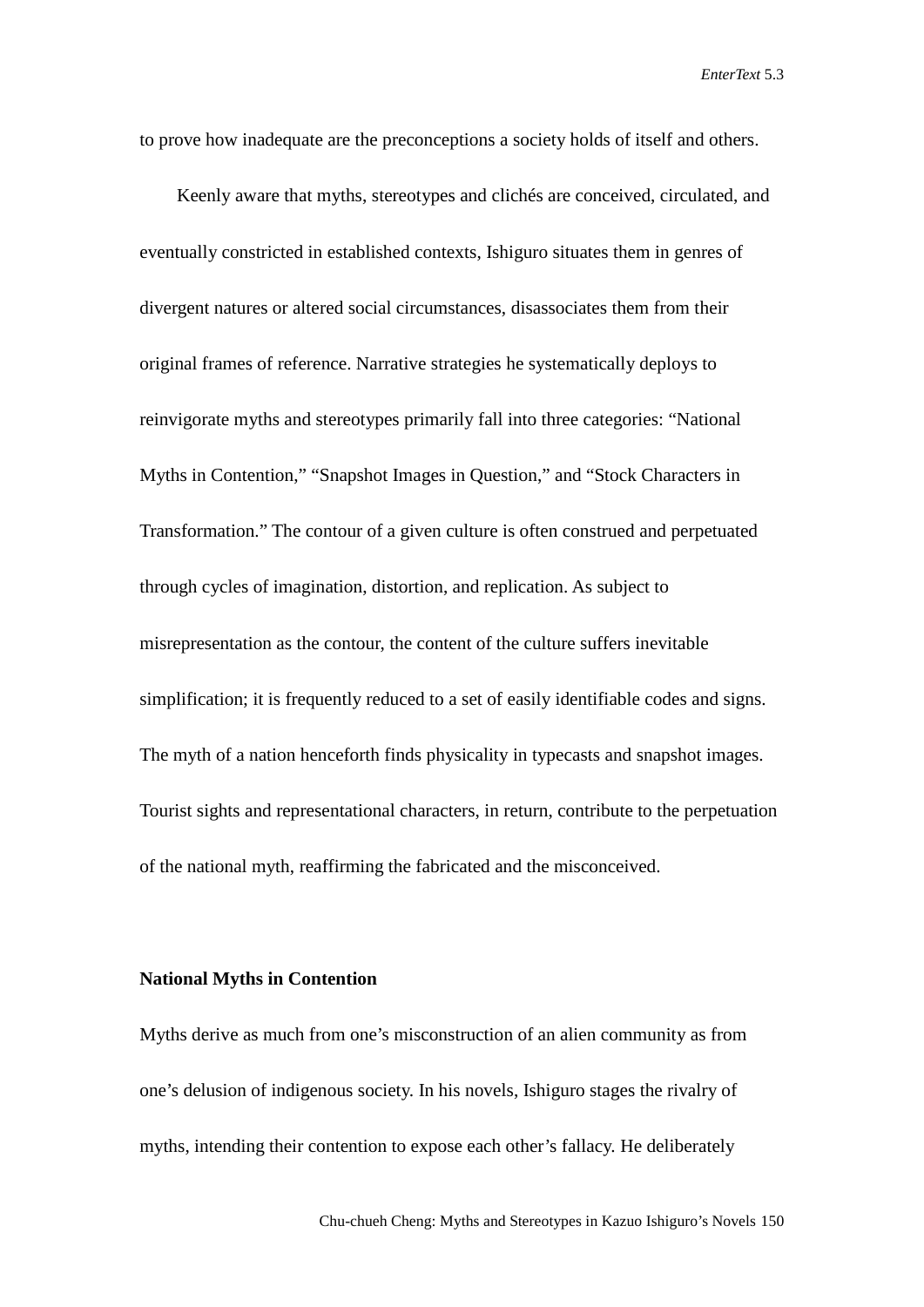to prove how inadequate are the preconceptions a society holds of itself and others.

Keenly aware that myths, stereotypes and clichés are conceived, circulated, and eventually constricted in established contexts, Ishiguro situates them in genres of divergent natures or altered social circumstances, disassociates them from their original frames of reference. Narrative strategies he systematically deploys to reinvigorate myths and stereotypes primarily fall into three categories: "National Myths in Contention," "Snapshot Images in Question," and "Stock Characters in Transformation." The contour of a given culture is often construed and perpetuated through cycles of imagination, distortion, and replication. As subject to misrepresentation as the contour, the content of the culture suffers inevitable simplification; it is frequently reduced to a set of easily identifiable codes and signs. The myth of a nation henceforth finds physicality in typecasts and snapshot images. Tourist sights and representational characters, in return, contribute to the perpetuation of the national myth, reaffirming the fabricated and the misconceived.

## National Myths in Contention

Myths derive as much from one's misconstruction of an alien community as from one's delusion of indigenous society. In his novels, Ishiguro stages the rivalry of myths, intending their contention to expose each other's fallacy. He deliberately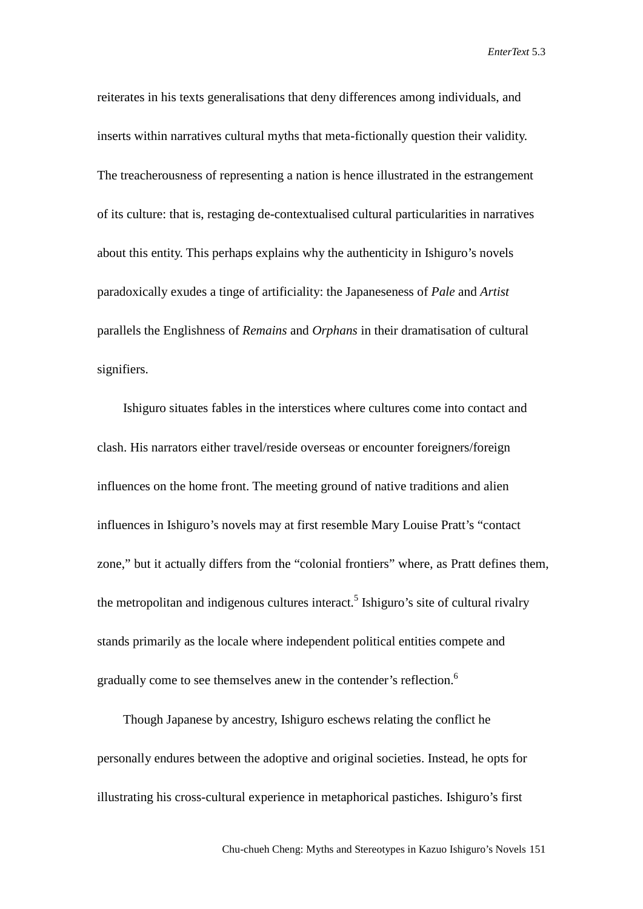reiterates in his texts generalisations that deny differences among individuals, and inserts within narratives cultural myths that meta-fictionally question their validity. The treacherousness of representing a nation is hence illustrated in the estrangement of its culture: that is, restaging de-contextualised cultural particularities in narratives about this entity. This perhaps explains why the authenticity in Ishiguro's novels paradoxically exudes a tinge of artificiality: the Japaneseness of *Pale* and *Artist* parallels the Englishness of *Remains* and *Orphans* in their dramatisation of cultural signifiers.

Ishiguro situates fables in the interstices where cultures come into contact and clash. His narrators either travel/reside overseas or encounter foreigners/foreign influences on the home front. The meeting ground of native traditions and alien influences in Ishiguro's novels may at first resemble Mary Louise Pratt's "contact zone," but it actually differs from the "colonial frontiers" where, as Pratt defines them, the metropolitan and indigenous cultures interact.[5] Ishiguro's site of cultural rivalry stands primarily as the locale where independent political entities compete and gradually come to see themselves anew in the contender's reflection.[6]

Though Japanese by ancestry, Ishiguro eschews relating the conflict he personally endures between the adoptive and original societies. Instead, he opts for illustrating his cross-cultural experience in metaphorical pastiches. Ishiguro's first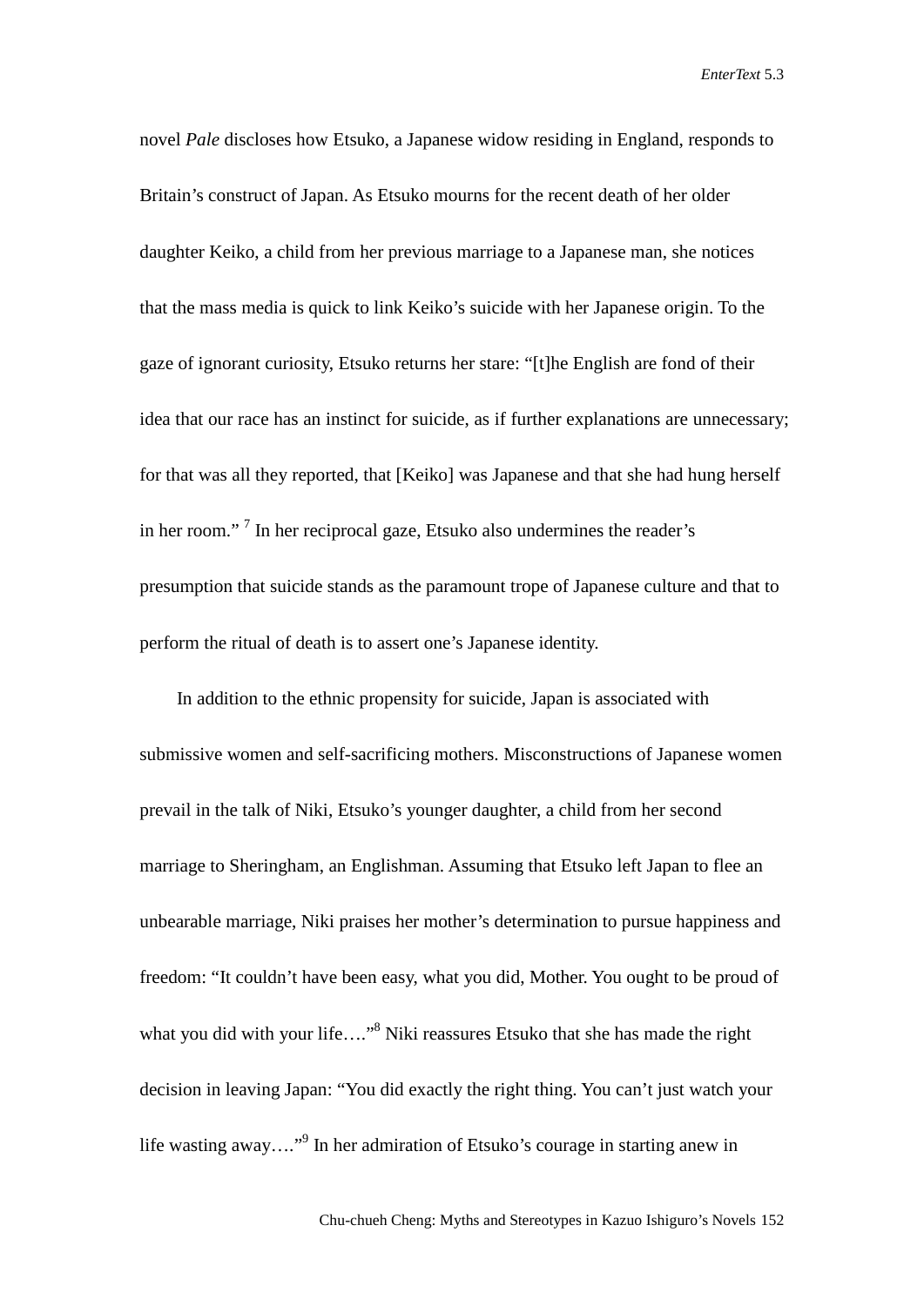novel *Pale* discloses how Etsuko, a Japanese widow residing in England, responds to Britain's construct of Japan. As Etsuko mourns for the recent death of her older daughter Keiko, a child from her previous marriage to a Japanese man, she notices that the mass media is quick to link Keiko's suicide with her Japanese origin. To the gaze of ignorant curiosity, Etsuko returns her stare: "[t]he English are fond of their idea that our race has an instinct for suicide, as if further explanations are unnecessary; for that was all they reported, that [Keiko] was Japanese and that she had hung herself in her room." [7] In her reciprocal gaze, Etsuko also undermines the reader's presumption that suicide stands as the paramount trope of Japanese culture and that to perform the ritual of death is to assert one's Japanese identity.

In addition to the ethnic propensity for suicide, Japan is associated with submissive women and self-sacrificing mothers. Misconstructions of Japanese women prevail in the talk of Niki, Etsuko's younger daughter, a child from her second marriage to Sheringham, an Englishman. Assuming that Etsuko left Japan to flee an unbearable marriage, Niki praises her mother's determination to pursue happiness and freedom: "It couldn't have been easy, what you did, Mother. You ought to be proud of what you did with your life…."[8] Niki reassures Etsuko that she has made the right decision in leaving Japan: "You did exactly the right thing. You can't just watch your life wasting away…."[9] In her admiration of Etsuko's courage in starting anew in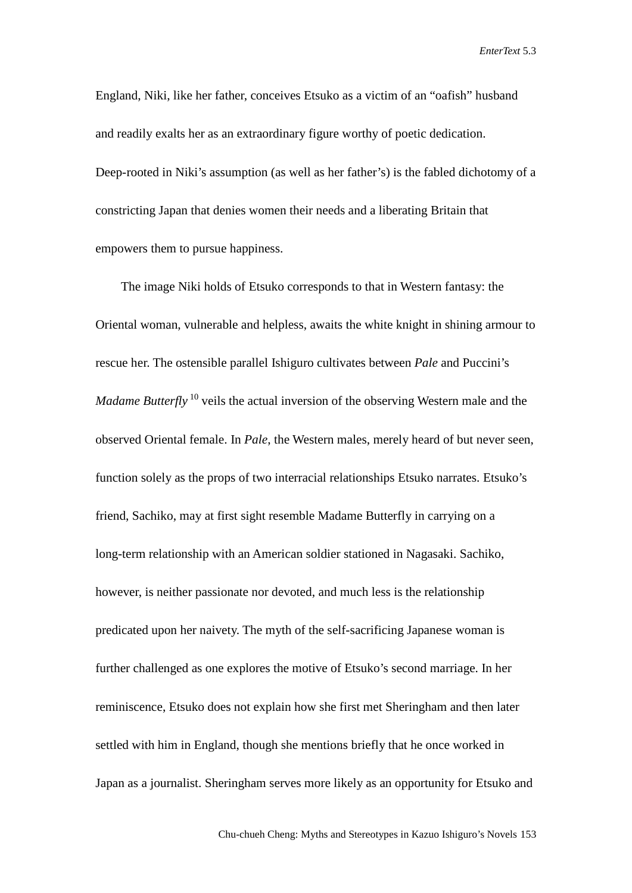England, Niki, like her father, conceives Etsuko as a victim of an "oafish" husband and readily exalts her as an extraordinary figure worthy of poetic dedication. Deep-rooted in Niki's assumption (as well as her father's) is the fabled dichotomy of a constricting Japan that denies women their needs and a liberating Britain that empowers them to pursue happiness.

The image Niki holds of Etsuko corresponds to that in Western fantasy: the Oriental woman, vulnerable and helpless, awaits the white knight in shining armour to rescue her. The ostensible parallel Ishiguro cultivates between *Pale* and Puccini's *Madame Butterfly* [10] veils the actual inversion of the observing Western male and the observed Oriental female. In *Pale*, the Western males, merely heard of but never seen, function solely as the props of two interracial relationships Etsuko narrates. Etsuko's friend, Sachiko, may at first sight resemble Madame Butterfly in carrying on a long-term relationship with an American soldier stationed in Nagasaki. Sachiko, however, is neither passionate nor devoted, and much less is the relationship predicated upon her naivety. The myth of the self-sacrificing Japanese woman is further challenged as one explores the motive of Etsuko's second marriage. In her reminiscence, Etsuko does not explain how she first met Sheringham and then later settled with him in England, though she mentions briefly that he once worked in Japan as a journalist. Sheringham serves more likely as an opportunity for Etsuko and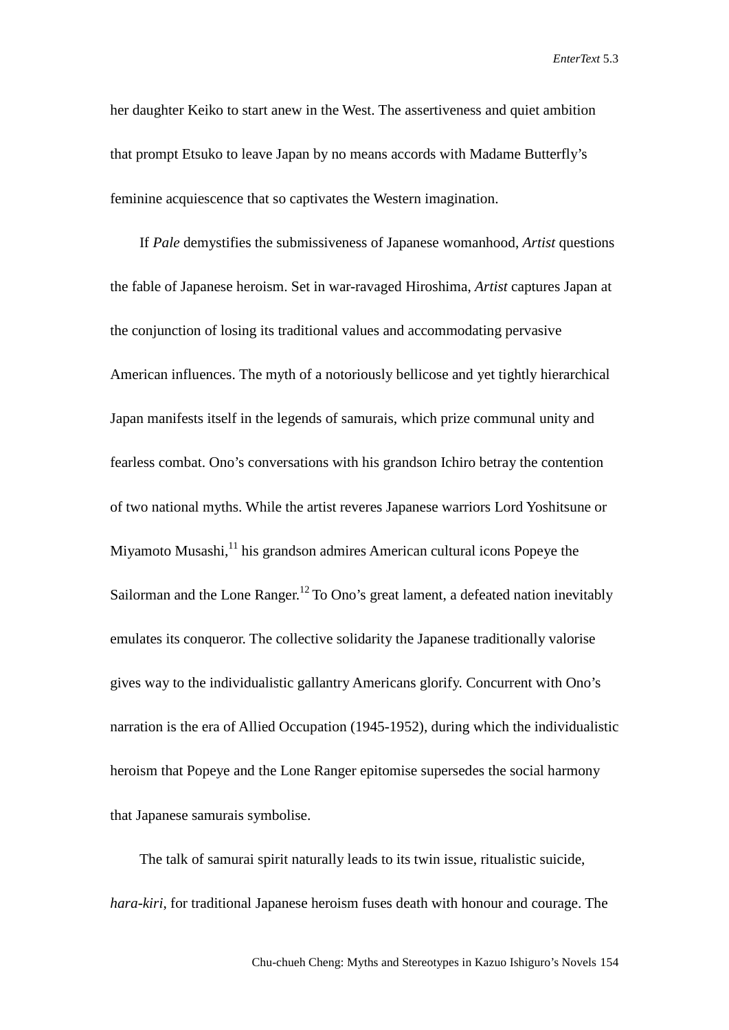her daughter Keiko to start anew in the West. The assertiveness and quiet ambition that prompt Etsuko to leave Japan by no means accords with Madame Butterfly's feminine acquiescence that so captivates the Western imagination.

If *Pale* demystifies the submissiveness of Japanese womanhood, *Artist* questions the fable of Japanese heroism. Set in war-ravaged Hiroshima, *Artist* captures Japan at the conjunction of losing its traditional values and accommodating pervasive American influences. The myth of a notoriously bellicose and yet tightly hierarchical Japan manifests itself in the legends of samurais, which prize communal unity and fearless combat. Ono's conversations with his grandson Ichiro betray the contention of two national myths. While the artist reveres Japanese warriors Lord Yoshitsune or Miyamoto Musashi,[11] his grandson admires American cultural icons Popeye the Sailorman and the Lone Ranger.[12] To Ono's great lament, a defeated nation inevitably emulates its conqueror. The collective solidarity the Japanese traditionally valorise gives way to the individualistic gallantry Americans glorify. Concurrent with Ono's narration is the era of Allied Occupation (1945-1952), during which the individualistic heroism that Popeye and the Lone Ranger epitomise supersedes the social harmony that Japanese samurais symbolise.

The talk of samurai spirit naturally leads to its twin issue, ritualistic suicide, *hara-kiri*, for traditional Japanese heroism fuses death with honour and courage. The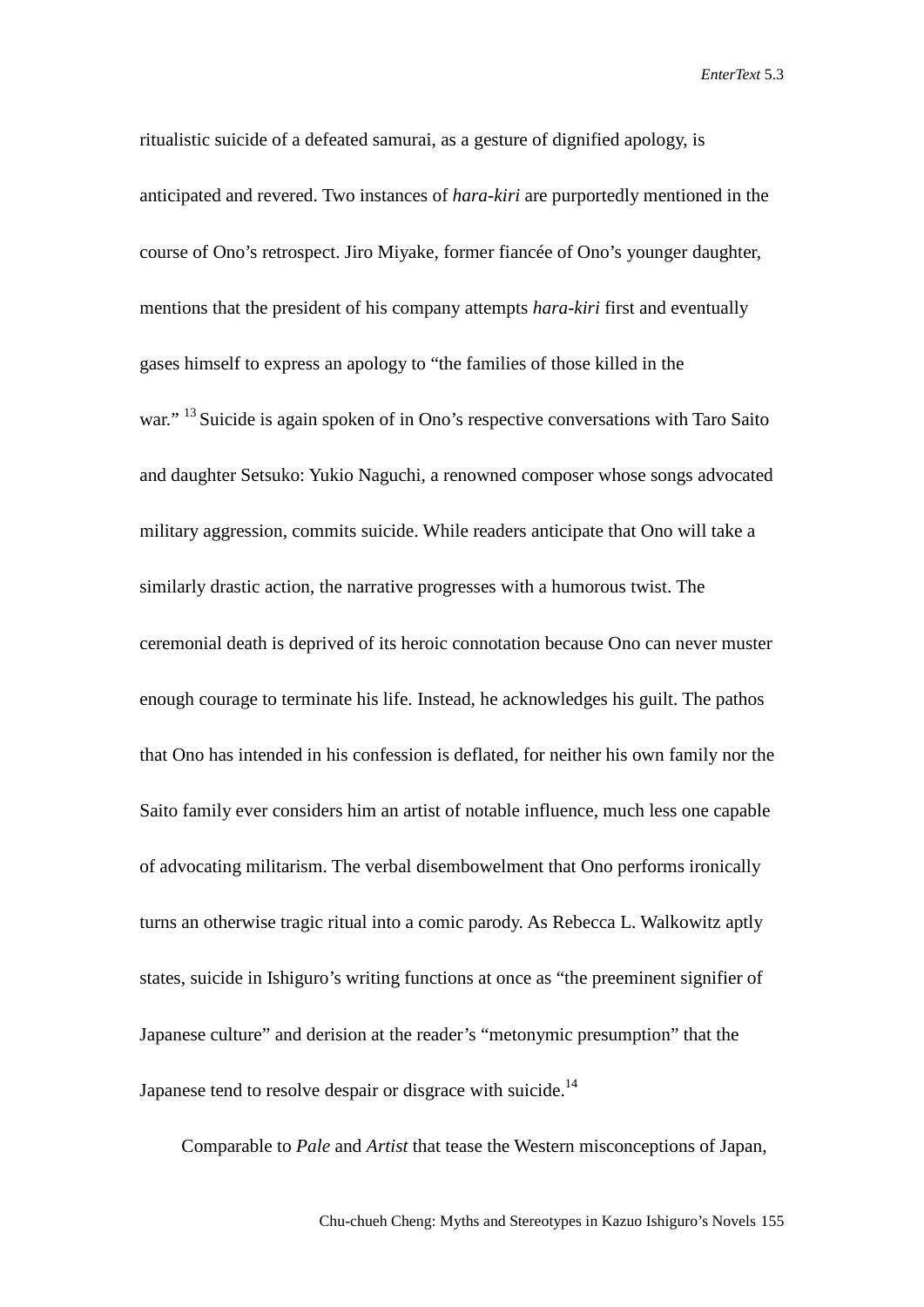ritualistic suicide of a defeated samurai, as a gesture of dignified apology, is anticipated and revered. Two instances of *hara-kiri* are purportedly mentioned in the course of Ono's retrospect. Jiro Miyake, former fiancée of Ono's younger daughter, mentions that the president of his company attempts *hara-kiri* first and eventually gases himself to express an apology to "the families of those killed in the war." [13] Suicide is again spoken of in Ono's respective conversations with Taro Saito and daughter Setsuko: Yukio Naguchi, a renowned composer whose songs advocated military aggression, commits suicide. While readers anticipate that Ono will take a similarly drastic action, the narrative progresses with a humorous twist. The ceremonial death is deprived of its heroic connotation because Ono can never muster enough courage to terminate his life. Instead, he acknowledges his guilt. The pathos that Ono has intended in his confession is deflated, for neither his own family nor the Saito family ever considers him an artist of notable influence, much less one capable of advocating militarism. The verbal disembowelment that Ono performs ironically turns an otherwise tragic ritual into a comic parody. As Rebecca L. Walkowitz aptly states, suicide in Ishiguro's writing functions at once as "the preeminent signifier of Japanese culture" and derision at the reader's "metonymic presumption" that the Japanese tend to resolve despair or disgrace with suicide.[14]

Comparable to *Pale* and *Artist* that tease the Western misconceptions of Japan,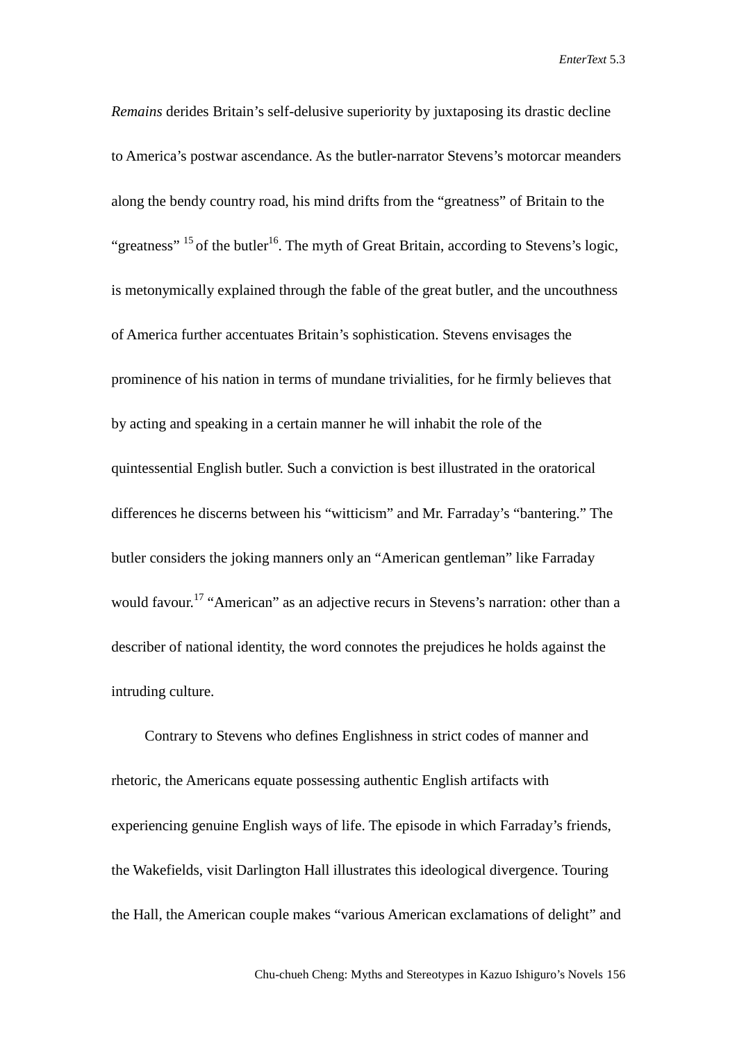*Remains* derides Britain's self-delusive superiority by juxtaposing its drastic decline to America's postwar ascendance. As the butler-narrator Stevens's motorcar meanders along the bendy country road, his mind drifts from the "greatness" of Britain to the "greatness" [15] of the butler[16]. The myth of Great Britain, according to Stevens's logic, is metonymically explained through the fable of the great butler, and the uncouthness of America further accentuates Britain's sophistication. Stevens envisages the prominence of his nation in terms of mundane trivialities, for he firmly believes that by acting and speaking in a certain manner he will inhabit the role of the quintessential English butler. Such a conviction is best illustrated in the oratorical differences he discerns between his "witticism" and Mr. Farraday's "bantering." The butler considers the joking manners only an "American gentleman" like Farraday would favour.[17] "American" as an adjective recurs in Stevens's narration: other than a describer of national identity, the word connotes the prejudices he holds against the intruding culture.

Contrary to Stevens who defines Englishness in strict codes of manner and rhetoric, the Americans equate possessing authentic English artifacts with experiencing genuine English ways of life. The episode in which Farraday's friends, the Wakefields, visit Darlington Hall illustrates this ideological divergence. Touring the Hall, the American couple makes "various American exclamations of delight" and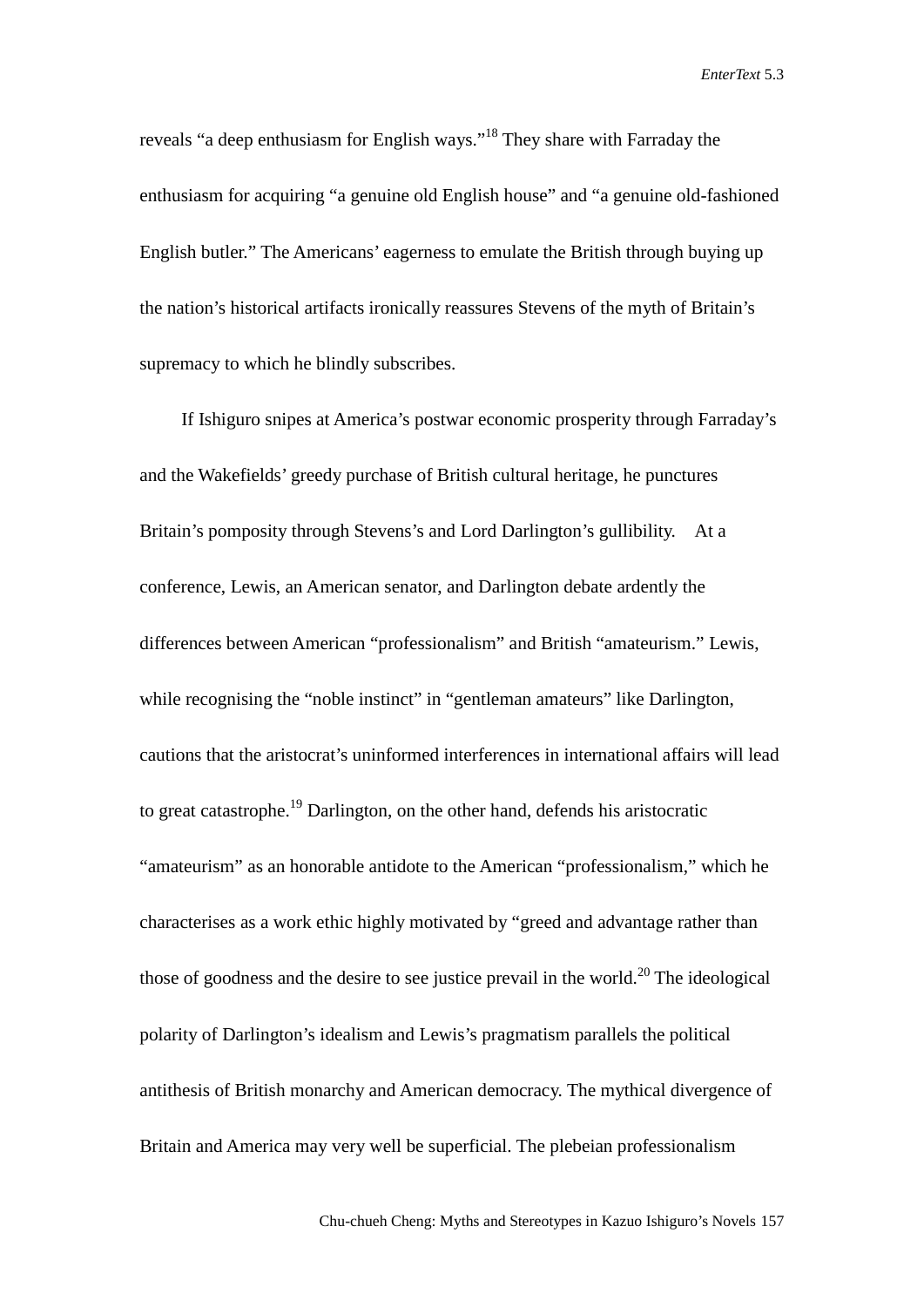reveals "a deep enthusiasm for English ways."[18] They share with Farraday the enthusiasm for acquiring "a genuine old English house" and "a genuine old-fashioned English butler." The Americans' eagerness to emulate the British through buying up the nation's historical artifacts ironically reassures Stevens of the myth of Britain's supremacy to which he blindly subscribes.

If Ishiguro snipes at America's postwar economic prosperity through Farraday's and the Wakefields' greedy purchase of British cultural heritage, he punctures Britain's pomposity through Stevens's and Lord Darlington's gullibility. At a conference, Lewis, an American senator, and Darlington debate ardently the differences between American "professionalism" and British "amateurism." Lewis, while recognising the "noble instinct" in "gentleman amateurs" like Darlington, cautions that the aristocrat's uninformed interferences in international affairs will lead to great catastrophe.[19] Darlington, on the other hand, defends his aristocratic "amateurism" as an honorable antidote to the American "professionalism," which he characterises as a work ethic highly motivated by "greed and advantage rather than those of goodness and the desire to see justice prevail in the world.[20] The ideological polarity of Darlington's idealism and Lewis's pragmatism parallels the political antithesis of British monarchy and American democracy. The mythical divergence of Britain and America may very well be superficial. The plebeian professionalism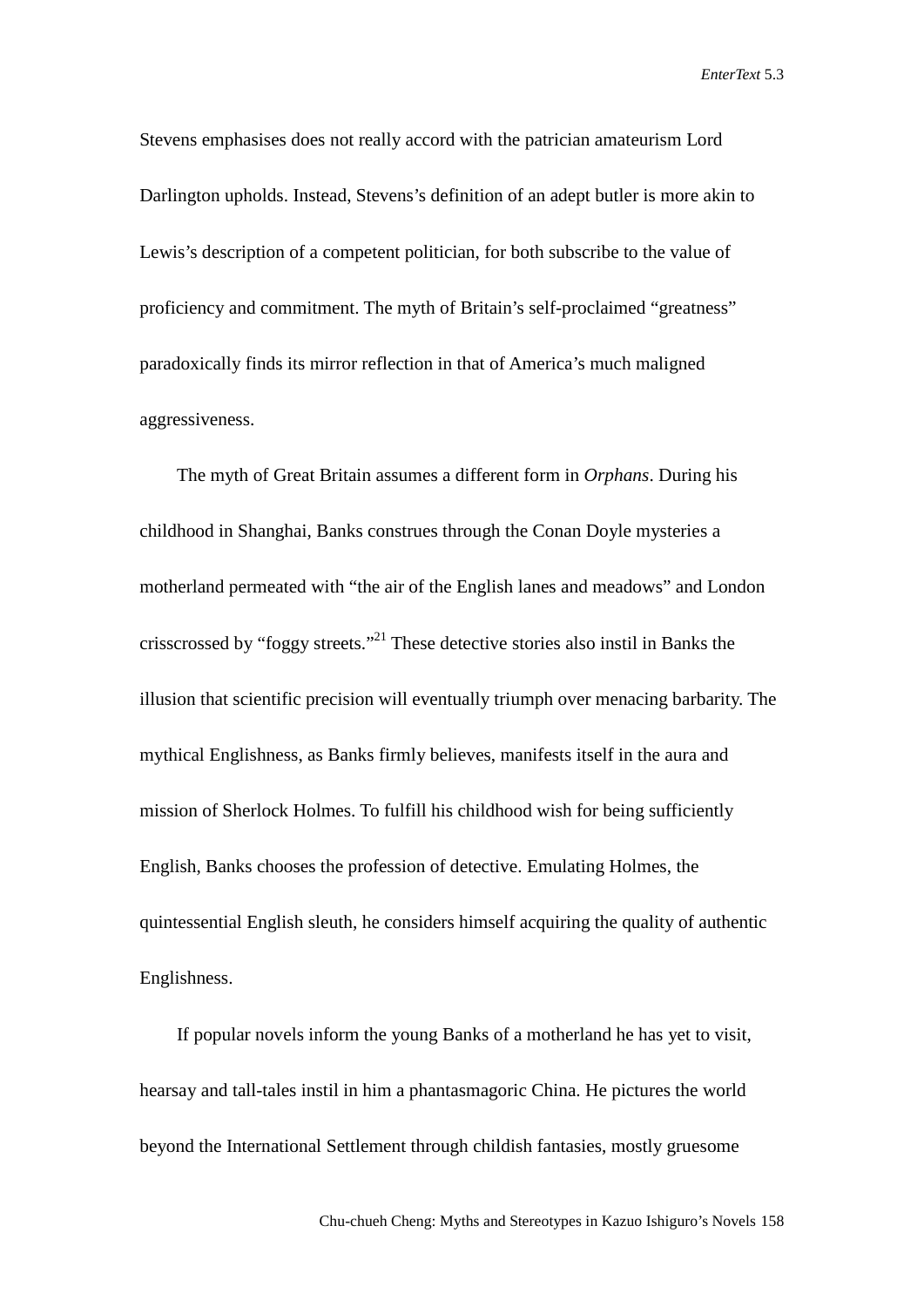Stevens emphasises does not really accord with the patrician amateurism Lord Darlington upholds. Instead, Stevens's definition of an adept butler is more akin to Lewis's description of a competent politician, for both subscribe to the value of proficiency and commitment. The myth of Britain's self-proclaimed "greatness" paradoxically finds its mirror reflection in that of America's much maligned aggressiveness.

The myth of Great Britain assumes a different form in *Orphans*. During his childhood in Shanghai, Banks construes through the Conan Doyle mysteries a motherland permeated with "the air of the English lanes and meadows" and London crisscrossed by "foggy streets."[21] These detective stories also instil in Banks the illusion that scientific precision will eventually triumph over menacing barbarity. The mythical Englishness, as Banks firmly believes, manifests itself in the aura and mission of Sherlock Holmes. To fulfill his childhood wish for being sufficiently English, Banks chooses the profession of detective. Emulating Holmes, the quintessential English sleuth, he considers himself acquiring the quality of authentic Englishness.

If popular novels inform the young Banks of a motherland he has yet to visit, hearsay and tall-tales instil in him a phantasmagoric China. He pictures the world beyond the International Settlement through childish fantasies, mostly gruesome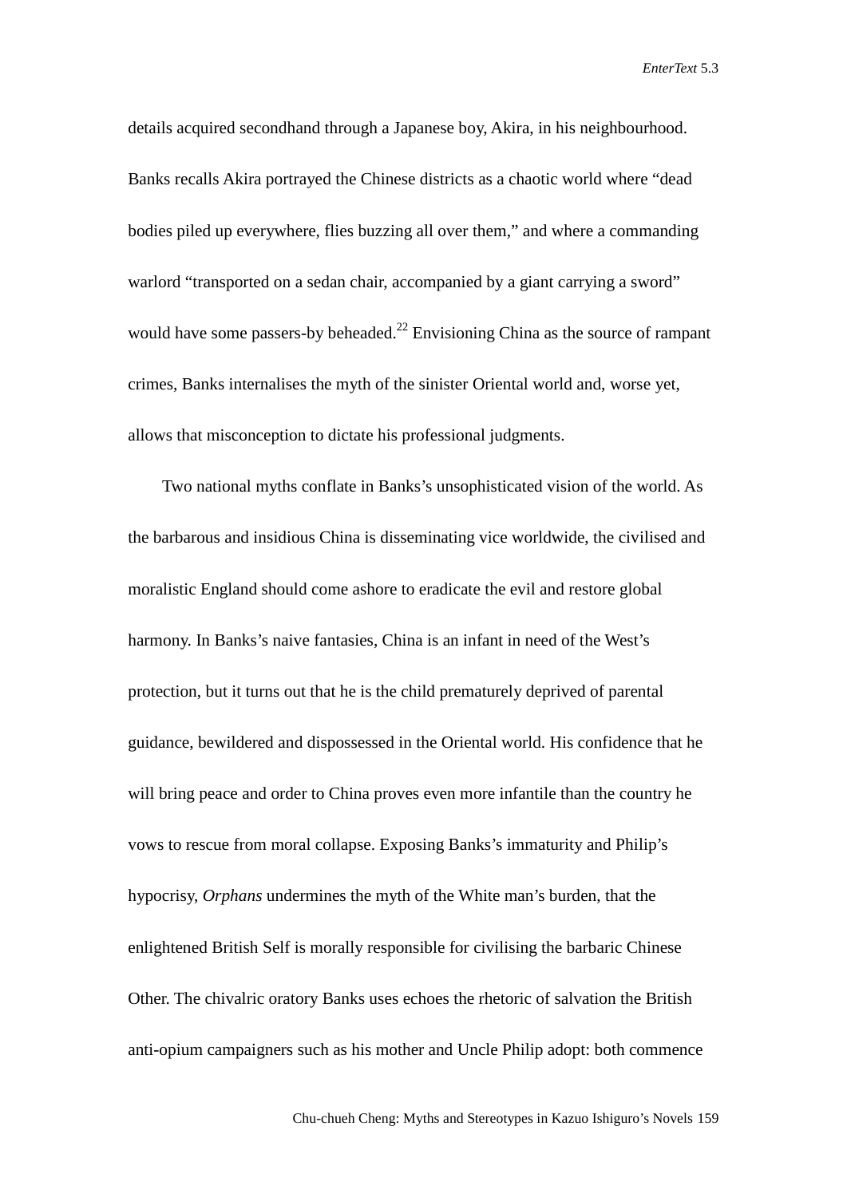details acquired secondhand through a Japanese boy, Akira, in his neighbourhood. Banks recalls Akira portrayed the Chinese districts as a chaotic world where “dead bodies piled up everywhere, flies buzzing all over them,” and where a commanding warlord “transported on a sedan chair, accompanied by a giant carrying a sword” would have some passers-by beheaded.[22] Envisioning China as the source of rampant crimes, Banks internalises the myth of the sinister Oriental world and, worse yet, allows that misconception to dictate his professional judgments.

Two national myths conflate in Banks’s unsophisticated vision of the world. As the barbarous and insidious China is disseminating vice worldwide, the civilised and moralistic England should come ashore to eradicate the evil and restore global harmony. In Banks’s naive fantasies, China is an infant in need of the West’s protection, but it turns out that he is the child prematurely deprived of parental guidance, bewildered and dispossessed in the Oriental world. His confidence that he will bring peace and order to China proves even more infantile than the country he vows to rescue from moral collapse. Exposing Banks’s immaturity and Philip’s hypocrisy, *Orphans* undermines the myth of the White man’s burden, that the enlightened British Self is morally responsible for civilising the barbaric Chinese Other. The chivalric oratory Banks uses echoes the rhetoric of salvation the British anti-opium campaigners such as his mother and Uncle Philip adopt: both commence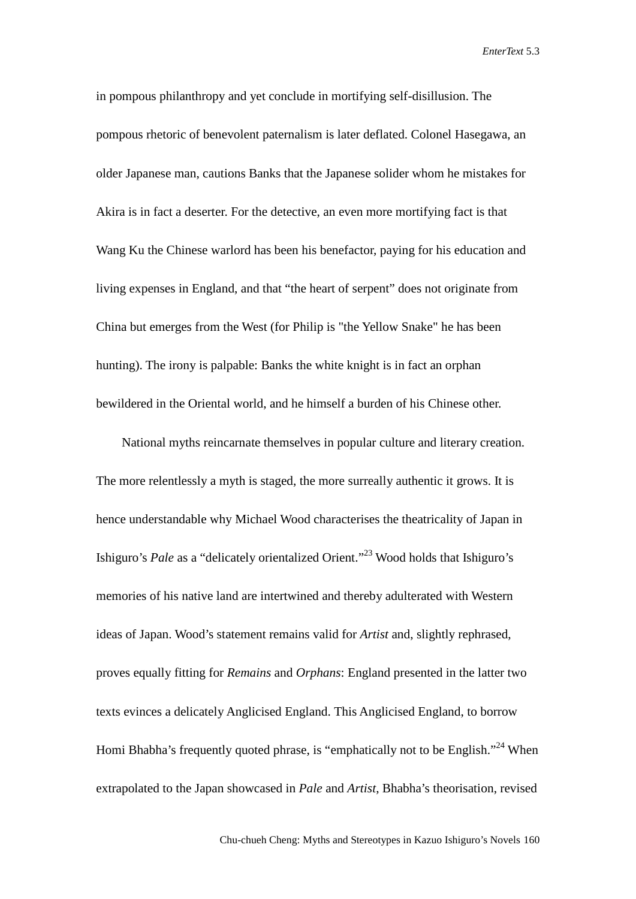in pompous philanthropy and yet conclude in mortifying self-disillusion. The pompous rhetoric of benevolent paternalism is later deflated. Colonel Hasegawa, an older Japanese man, cautions Banks that the Japanese solider whom he mistakes for Akira is in fact a deserter. For the detective, an even more mortifying fact is that Wang Ku the Chinese warlord has been his benefactor, paying for his education and living expenses in England, and that "the heart of serpent" does not originate from China but emerges from the West (for Philip is "the Yellow Snake" he has been hunting). The irony is palpable: Banks the white knight is in fact an orphan bewildered in the Oriental world, and he himself a burden of his Chinese other.

National myths reincarnate themselves in popular culture and literary creation. The more relentlessly a myth is staged, the more surreally authentic it grows. It is hence understandable why Michael Wood characterises the theatricality of Japan in Ishiguro's *Pale* as a "delicately orientalized Orient."[23] Wood holds that Ishiguro's memories of his native land are intertwined and thereby adulterated with Western ideas of Japan. Wood's statement remains valid for *Artist* and, slightly rephrased, proves equally fitting for *Remains* and *Orphans*: England presented in the latter two texts evinces a delicately Anglicised England. This Anglicised England, to borrow Homi Bhabha's frequently quoted phrase, is "emphatically not to be English."[24] When extrapolated to the Japan showcased in *Pale* and *Artist*, Bhabha's theorisation, revised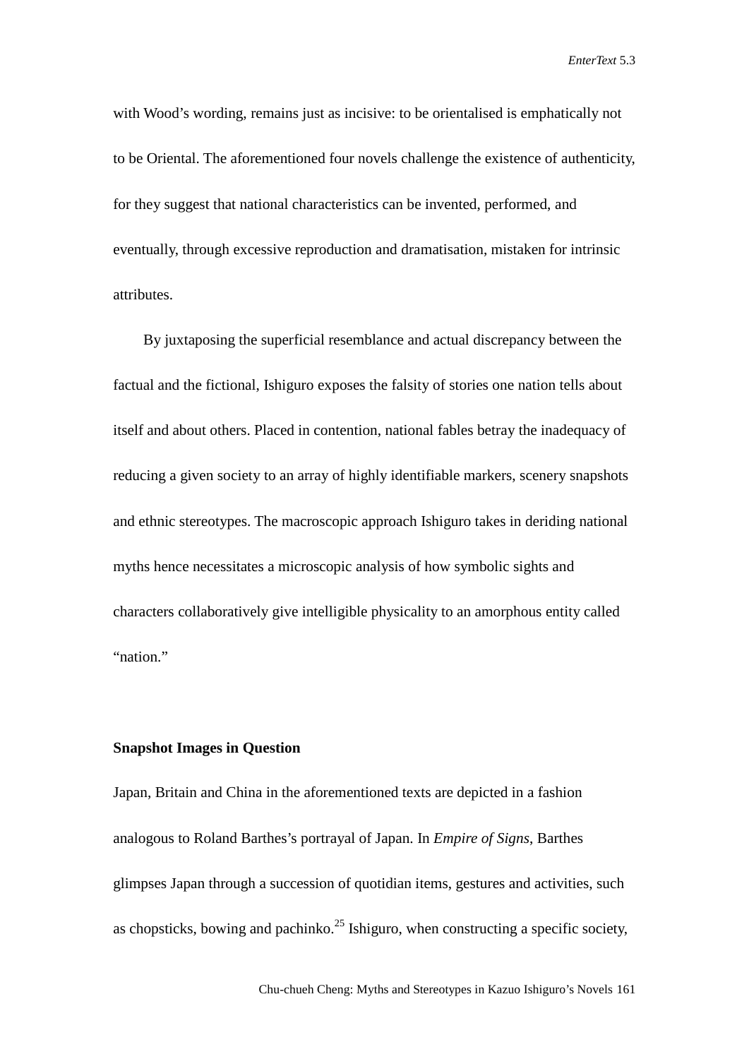with Wood's wording, remains just as incisive: to be orientalised is emphatically not to be Oriental. The aforementioned four novels challenge the existence of authenticity, for they suggest that national characteristics can be invented, performed, and eventually, through excessive reproduction and dramatisation, mistaken for intrinsic attributes.

By juxtaposing the superficial resemblance and actual discrepancy between the factual and the fictional, Ishiguro exposes the falsity of stories one nation tells about itself and about others. Placed in contention, national fables betray the inadequacy of reducing a given society to an array of highly identifiable markers, scenery snapshots and ethnic stereotypes. The macroscopic approach Ishiguro takes in deriding national myths hence necessitates a microscopic analysis of how symbolic sights and characters collaboratively give intelligible physicality to an amorphous entity called "nation."

**Snapshot Images in Question**

Japan, Britain and China in the aforementioned texts are depicted in a fashion analogous to Roland Barthes's portrayal of Japan. In *Empire of Signs*, Barthes glimpses Japan through a succession of quotidian items, gestures and activities, such as chopsticks, bowing and pachinko.[25] Ishiguro, when constructing a specific society,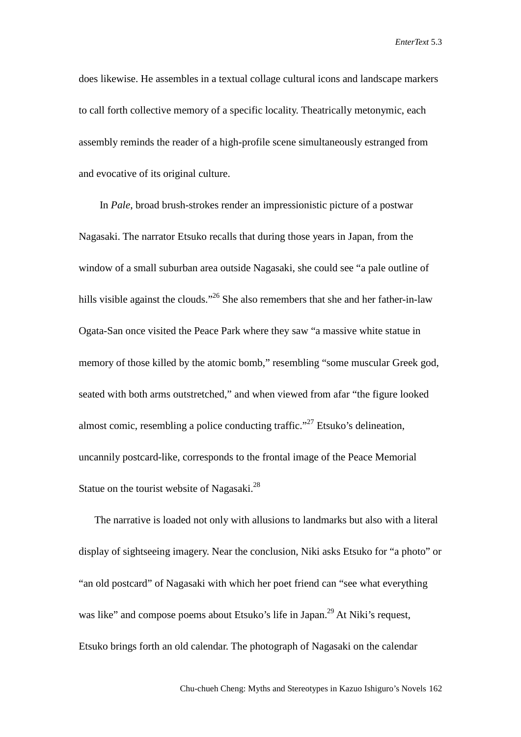does likewise. He assembles in a textual collage cultural icons and landscape markers to call forth collective memory of a specific locality. Theatrically metonymic, each assembly reminds the reader of a high-profile scene simultaneously estranged from and evocative of its original culture.

In *Pale*, broad brush-strokes render an impressionistic picture of a postwar Nagasaki. The narrator Etsuko recalls that during those years in Japan, from the window of a small suburban area outside Nagasaki, she could see "a pale outline of hills visible against the clouds."[26] She also remembers that she and her father-in-law Ogata-San once visited the Peace Park where they saw "a massive white statue in memory of those killed by the atomic bomb," resembling "some muscular Greek god, seated with both arms outstretched," and when viewed from afar "the figure looked almost comic, resembling a police conducting traffic."[27] Etsuko's delineation, uncannily postcard-like, corresponds to the frontal image of the Peace Memorial Statue on the tourist website of Nagasaki.[28]

The narrative is loaded not only with allusions to landmarks but also with a literal display of sightseeing imagery. Near the conclusion, Niki asks Etsuko for "a photo" or "an old postcard" of Nagasaki with which her poet friend can "see what everything was like" and compose poems about Etsuko's life in Japan.[29] At Niki's request, Etsuko brings forth an old calendar. The photograph of Nagasaki on the calendar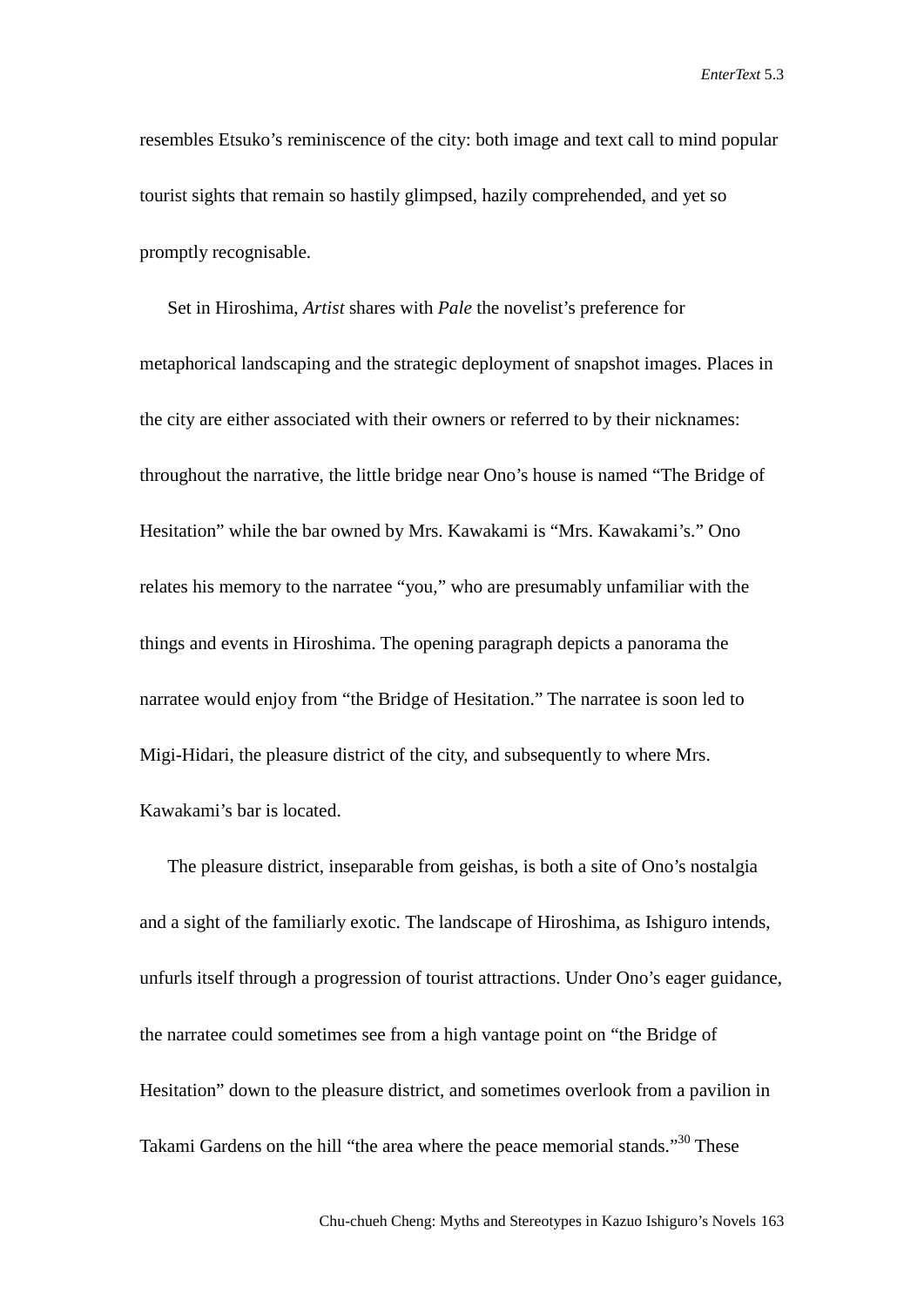resembles Etsuko's reminiscence of the city: both image and text call to mind popular tourist sights that remain so hastily glimpsed, hazily comprehended, and yet so promptly recognisable.

Set in Hiroshima, *Artist* shares with *Pale* the novelist's preference for metaphorical landscaping and the strategic deployment of snapshot images. Places in the city are either associated with their owners or referred to by their nicknames: throughout the narrative, the little bridge near Ono's house is named "The Bridge of Hesitation" while the bar owned by Mrs. Kawakami is "Mrs. Kawakami's." Ono relates his memory to the narratee "you," who are presumably unfamiliar with the things and events in Hiroshima. The opening paragraph depicts a panorama the narratee would enjoy from "the Bridge of Hesitation." The narratee is soon led to Migi-Hidari, the pleasure district of the city, and subsequently to where Mrs. Kawakami's bar is located.

The pleasure district, inseparable from geishas, is both a site of Ono's nostalgia and a sight of the familiarly exotic. The landscape of Hiroshima, as Ishiguro intends, unfurls itself through a progression of tourist attractions. Under Ono's eager guidance, the narratee could sometimes see from a high vantage point on "the Bridge of Hesitation" down to the pleasure district, and sometimes overlook from a pavilion in Takami Gardens on the hill "the area where the peace memorial stands."[30] These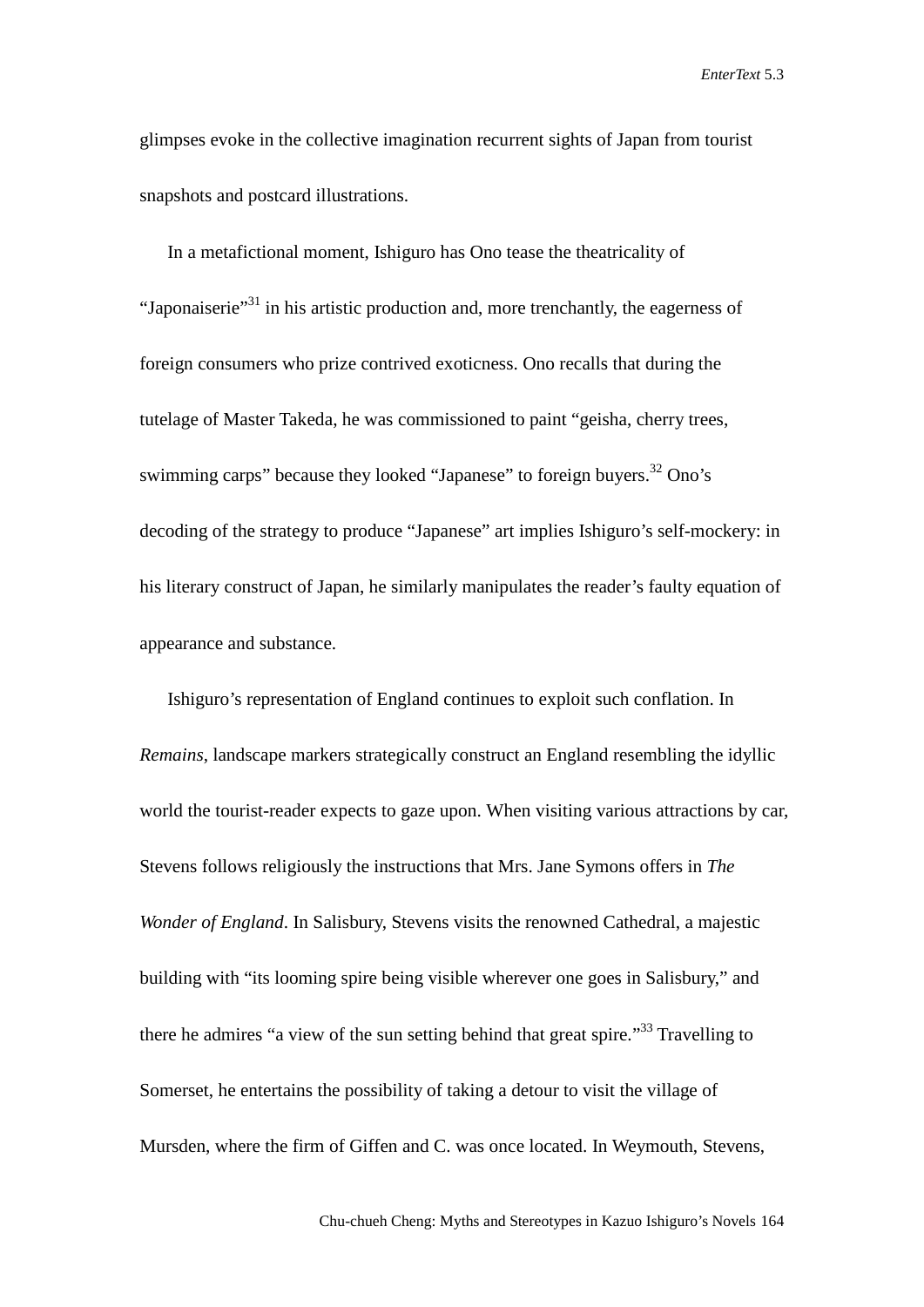glimpses evoke in the collective imagination recurrent sights of Japan from tourist snapshots and postcard illustrations.

In a metafictional moment, Ishiguro has Ono tease the theatricality of "Japonaiserie"[31] in his artistic production and, more trenchantly, the eagerness of foreign consumers who prize contrived exoticness. Ono recalls that during the tutelage of Master Takeda, he was commissioned to paint "geisha, cherry trees, swimming carps" because they looked "Japanese" to foreign buyers.[32] Ono's decoding of the strategy to produce "Japanese" art implies Ishiguro's self-mockery: in his literary construct of Japan, he similarly manipulates the reader's faulty equation of appearance and substance.

Ishiguro's representation of England continues to exploit such conflation. In *Remains*, landscape markers strategically construct an England resembling the idyllic world the tourist-reader expects to gaze upon. When visiting various attractions by car, Stevens follows religiously the instructions that Mrs. Jane Symons offers in *The Wonder of England*. In Salisbury, Stevens visits the renowned Cathedral, a majestic building with "its looming spire being visible wherever one goes in Salisbury," and there he admires "a view of the sun setting behind that great spire."[33] Travelling to Somerset, he entertains the possibility of taking a detour to visit the village of Mursden, where the firm of Giffen and C. was once located. In Weymouth, Stevens,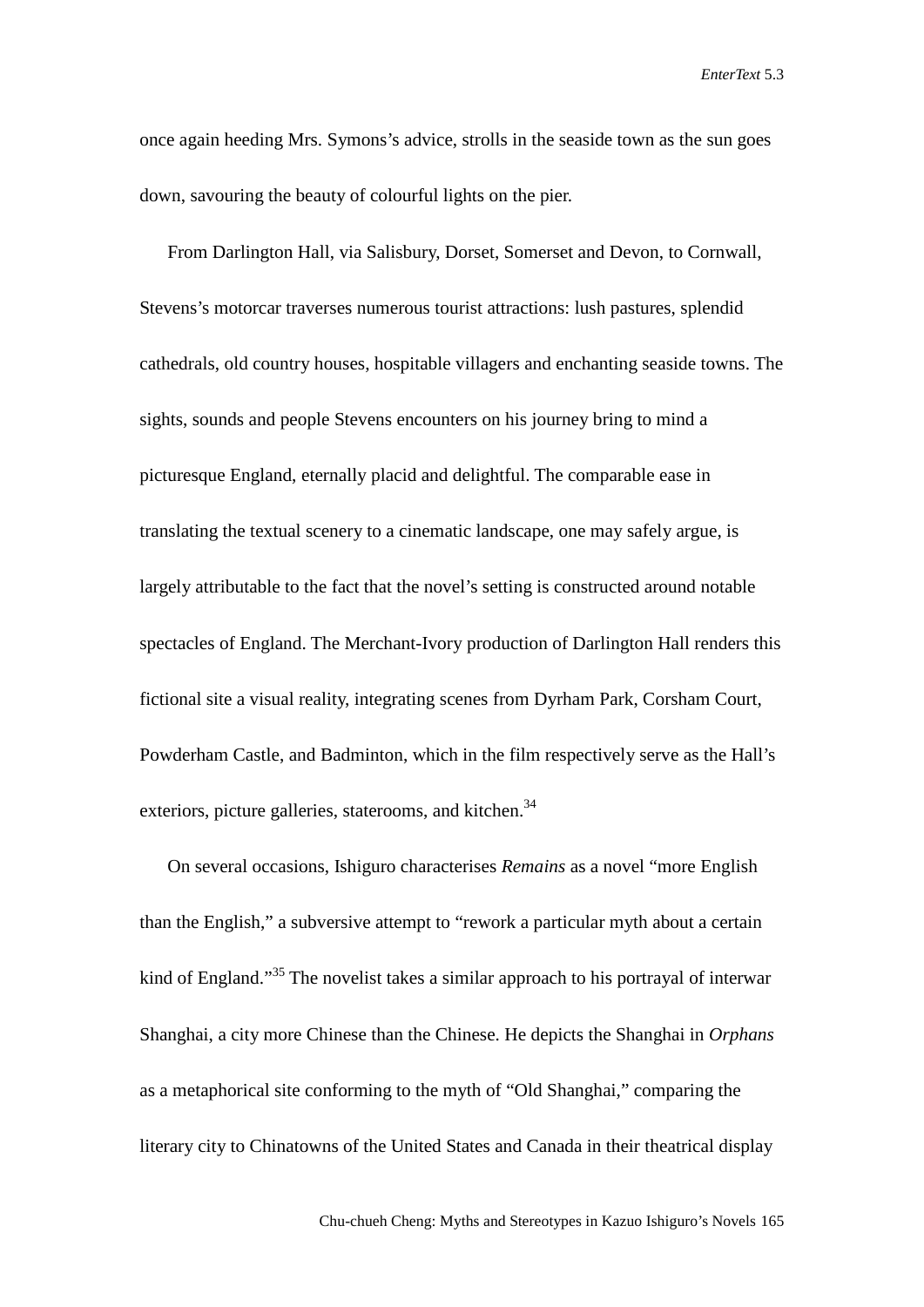once again heeding Mrs. Symons's advice, strolls in the seaside town as the sun goes down, savouring the beauty of colourful lights on the pier.

From Darlington Hall, via Salisbury, Dorset, Somerset and Devon, to Cornwall, Stevens's motorcar traverses numerous tourist attractions: lush pastures, splendid cathedrals, old country houses, hospitable villagers and enchanting seaside towns. The sights, sounds and people Stevens encounters on his journey bring to mind a picturesque England, eternally placid and delightful. The comparable ease in translating the textual scenery to a cinematic landscape, one may safely argue, is largely attributable to the fact that the novel's setting is constructed around notable spectacles of England. The Merchant-Ivory production of Darlington Hall renders this fictional site a visual reality, integrating scenes from Dyrham Park, Corsham Court, Powderham Castle, and Badminton, which in the film respectively serve as the Hall's exteriors, picture galleries, staterooms, and kitchen.[34]

On several occasions, Ishiguro characterises *Remains* as a novel "more English than the English," a subversive attempt to "rework a particular myth about a certain kind of England."[35] The novelist takes a similar approach to his portrayal of interwar Shanghai, a city more Chinese than the Chinese. He depicts the Shanghai in *Orphans* as a metaphorical site conforming to the myth of "Old Shanghai," comparing the literary city to Chinatowns of the United States and Canada in their theatrical display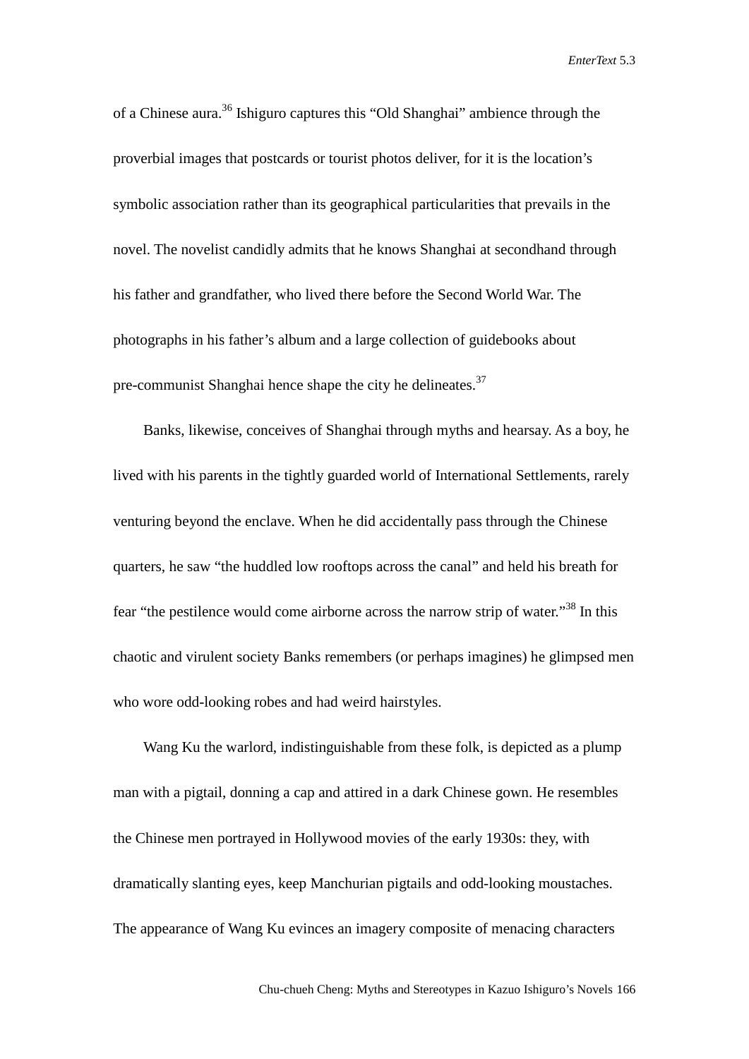of a Chinese aura.[36] Ishiguro captures this "Old Shanghai" ambience through the proverbial images that postcards or tourist photos deliver, for it is the location's symbolic association rather than its geographical particularities that prevails in the novel. The novelist candidly admits that he knows Shanghai at secondhand through his father and grandfather, who lived there before the Second World War. The photographs in his father's album and a large collection of guidebooks about pre-communist Shanghai hence shape the city he delineates.[37]

Banks, likewise, conceives of Shanghai through myths and hearsay. As a boy, he lived with his parents in the tightly guarded world of International Settlements, rarely venturing beyond the enclave. When he did accidentally pass through the Chinese quarters, he saw "the huddled low rooftops across the canal" and held his breath for fear "the pestilence would come airborne across the narrow strip of water."[38] In this chaotic and virulent society Banks remembers (or perhaps imagines) he glimpsed men who wore odd-looking robes and had weird hairstyles.

Wang Ku the warlord, indistinguishable from these folk, is depicted as a plump man with a pigtail, donning a cap and attired in a dark Chinese gown. He resembles the Chinese men portrayed in Hollywood movies of the early 1930s: they, with dramatically slanting eyes, keep Manchurian pigtails and odd-looking moustaches. The appearance of Wang Ku evinces an imagery composite of menacing characters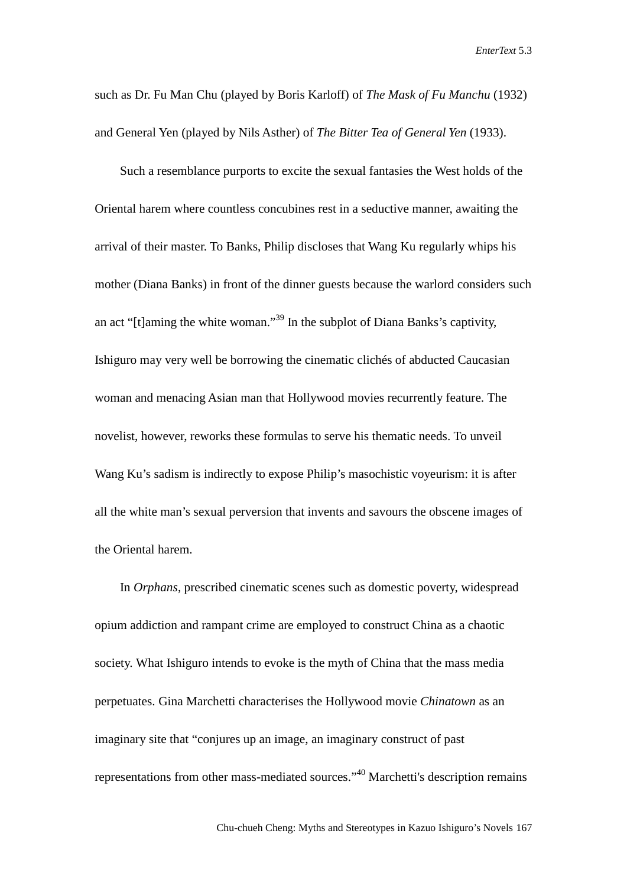such as Dr. Fu Man Chu (played by Boris Karloff) of *The Mask of Fu Manchu* (1932) and General Yen (played by Nils Asther) of *The Bitter Tea of General Yen* (1933).

Such a resemblance purports to excite the sexual fantasies the West holds of the Oriental harem where countless concubines rest in a seductive manner, awaiting the arrival of their master. To Banks, Philip discloses that Wang Ku regularly whips his mother (Diana Banks) in front of the dinner guests because the warlord considers such an act "[t]aming the white woman."[39] In the subplot of Diana Banks's captivity, Ishiguro may very well be borrowing the cinematic clichés of abducted Caucasian woman and menacing Asian man that Hollywood movies recurrently feature. The novelist, however, reworks these formulas to serve his thematic needs. To unveil Wang Ku's sadism is indirectly to expose Philip's masochistic voyeurism: it is after all the white man's sexual perversion that invents and savours the obscene images of the Oriental harem.

In *Orphans*, prescribed cinematic scenes such as domestic poverty, widespread opium addiction and rampant crime are employed to construct China as a chaotic society. What Ishiguro intends to evoke is the myth of China that the mass media perpetuates. Gina Marchetti characterises the Hollywood movie *Chinatown* as an imaginary site that "conjures up an image, an imaginary construct of past representations from other mass-mediated sources."[40] Marchetti's description remains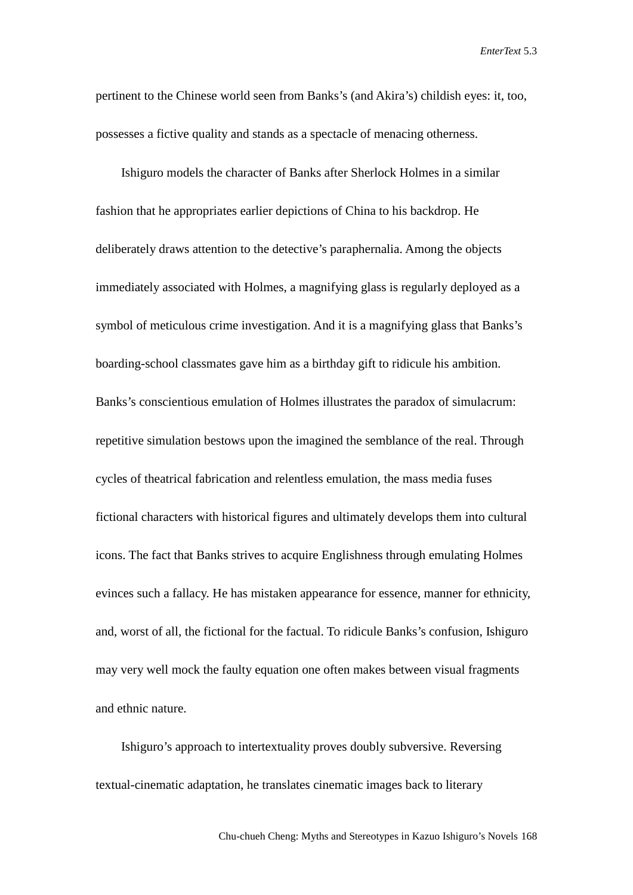pertinent to the Chinese world seen from Banks's (and Akira's) childish eyes: it, too, possesses a fictive quality and stands as a spectacle of menacing otherness.

Ishiguro models the character of Banks after Sherlock Holmes in a similar fashion that he appropriates earlier depictions of China to his backdrop. He deliberately draws attention to the detective's paraphernalia. Among the objects immediately associated with Holmes, a magnifying glass is regularly deployed as a symbol of meticulous crime investigation. And it is a magnifying glass that Banks's boarding-school classmates gave him as a birthday gift to ridicule his ambition. Banks's conscientious emulation of Holmes illustrates the paradox of simulacrum: repetitive simulation bestows upon the imagined the semblance of the real. Through cycles of theatrical fabrication and relentless emulation, the mass media fuses fictional characters with historical figures and ultimately develops them into cultural icons. The fact that Banks strives to acquire Englishness through emulating Holmes evinces such a fallacy. He has mistaken appearance for essence, manner for ethnicity, and, worst of all, the fictional for the factual. To ridicule Banks's confusion, Ishiguro may very well mock the faulty equation one often makes between visual fragments and ethnic nature.

Ishiguro's approach to intertextuality proves doubly subversive. Reversing textual-cinematic adaptation, he translates cinematic images back to literary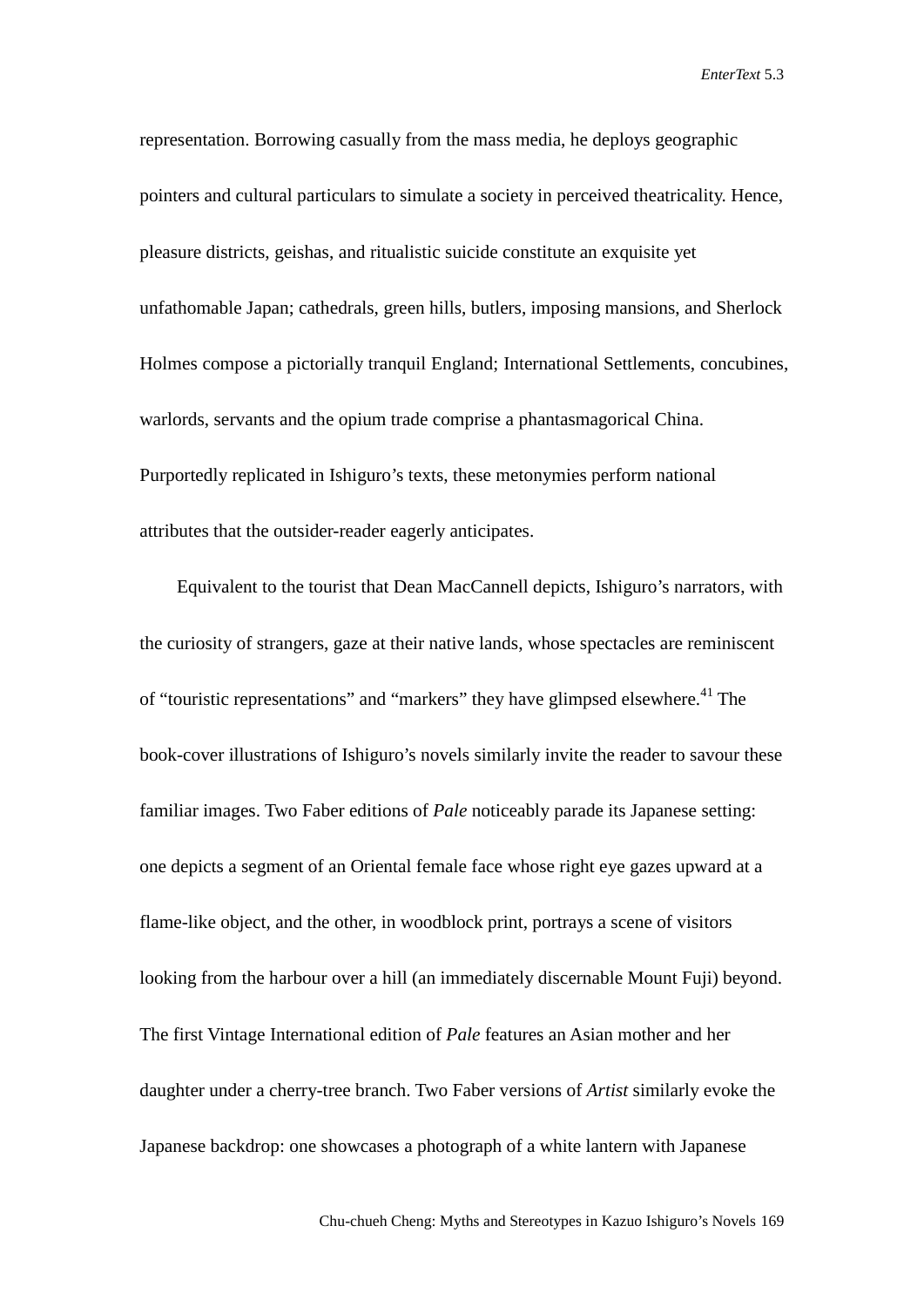representation. Borrowing casually from the mass media, he deploys geographic pointers and cultural particulars to simulate a society in perceived theatricality. Hence, pleasure districts, geishas, and ritualistic suicide constitute an exquisite yet unfathomable Japan; cathedrals, green hills, butlers, imposing mansions, and Sherlock Holmes compose a pictorially tranquil England; International Settlements, concubines, warlords, servants and the opium trade comprise a phantasmagorical China. Purportedly replicated in Ishiguro's texts, these metonymies perform national attributes that the outsider-reader eagerly anticipates.

Equivalent to the tourist that Dean MacCannell depicts, Ishiguro's narrators, with the curiosity of strangers, gaze at their native lands, whose spectacles are reminiscent of "touristic representations" and "markers" they have glimpsed elsewhere.[41] The book-cover illustrations of Ishiguro's novels similarly invite the reader to savour these familiar images. Two Faber editions of *Pale* noticeably parade its Japanese setting: one depicts a segment of an Oriental female face whose right eye gazes upward at a flame-like object, and the other, in woodblock print, portrays a scene of visitors looking from the harbour over a hill (an immediately discernable Mount Fuji) beyond. The first Vintage International edition of *Pale* features an Asian mother and her daughter under a cherry-tree branch. Two Faber versions of *Artist* similarly evoke the Japanese backdrop: one showcases a photograph of a white lantern with Japanese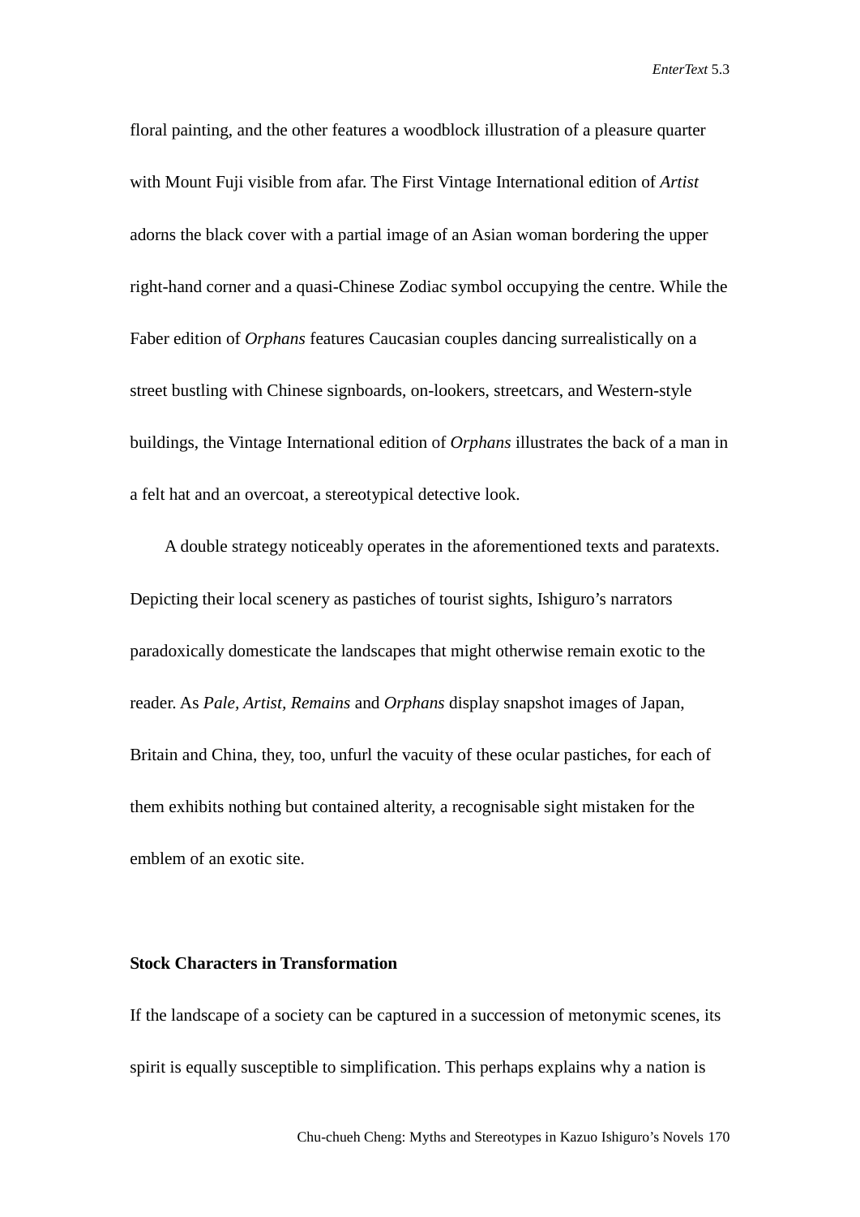floral painting, and the other features a woodblock illustration of a pleasure quarter with Mount Fuji visible from afar. The First Vintage International edition of *Artist* adorns the black cover with a partial image of an Asian woman bordering the upper right-hand corner and a quasi-Chinese Zodiac symbol occupying the centre. While the Faber edition of *Orphans* features Caucasian couples dancing surrealistically on a street bustling with Chinese signboards, on-lookers, streetcars, and Western-style buildings, the Vintage International edition of *Orphans* illustrates the back of a man in a felt hat and an overcoat, a stereotypical detective look.

A double strategy noticeably operates in the aforementioned texts and paratexts. Depicting their local scenery as pastiches of tourist sights, Ishiguro's narrators paradoxically domesticate the landscapes that might otherwise remain exotic to the reader. As *Pale, Artist, Remains* and *Orphans* display snapshot images of Japan, Britain and China, they, too, unfurl the vacuity of these ocular pastiches, for each of them exhibits nothing but contained alterity, a recognisable sight mistaken for the emblem of an exotic site.

**Stock Characters in Transformation**

If the landscape of a society can be captured in a succession of metonymic scenes, its spirit is equally susceptible to simplification. This perhaps explains why a nation is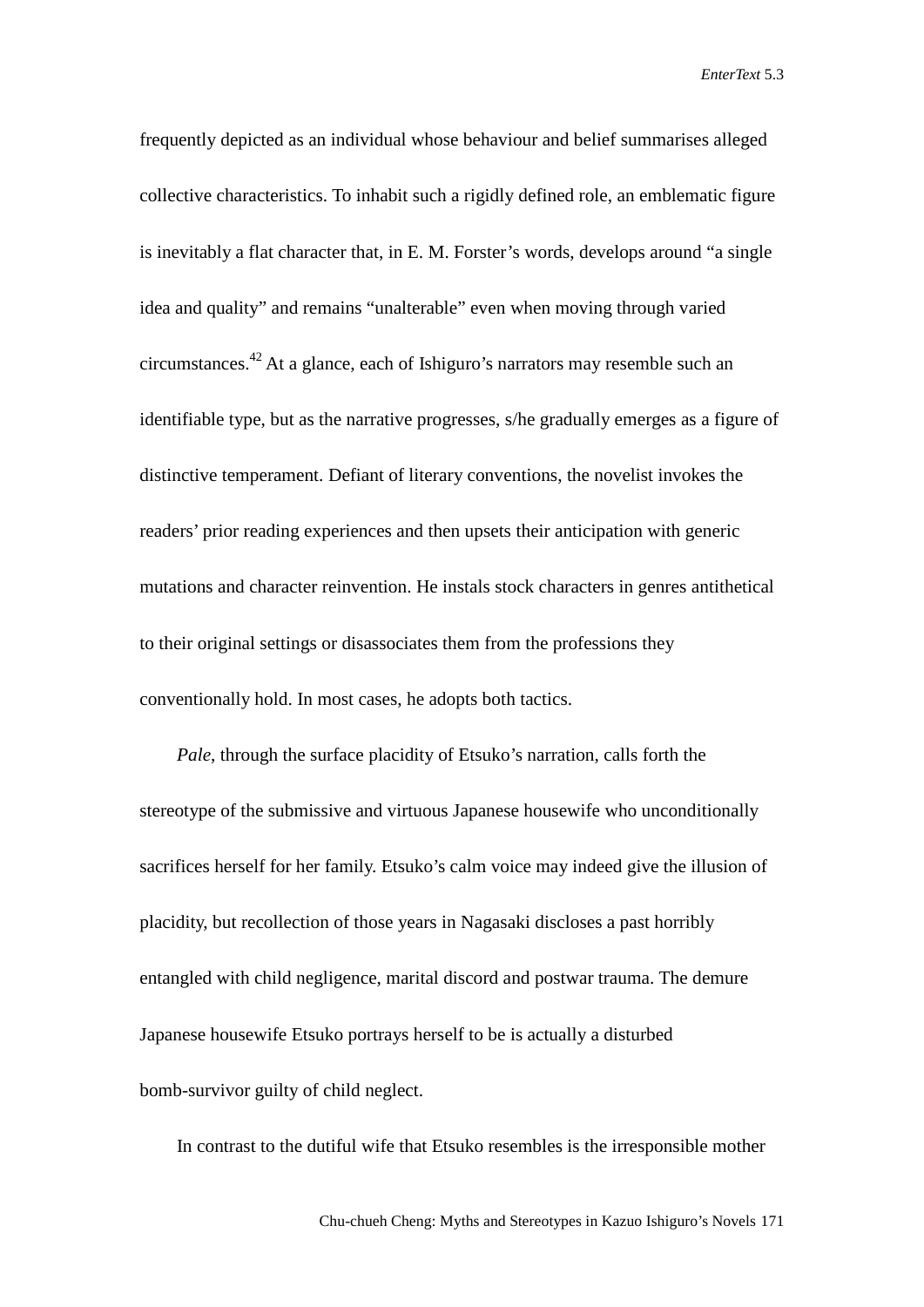frequently depicted as an individual whose behaviour and belief summarises alleged collective characteristics. To inhabit such a rigidly defined role, an emblematic figure is inevitably a flat character that, in E. M. Forster's words, develops around "a single idea and quality" and remains "unalterable" even when moving through varied circumstances.[42] At a glance, each of Ishiguro's narrators may resemble such an identifiable type, but as the narrative progresses, s/he gradually emerges as a figure of distinctive temperament. Defiant of literary conventions, the novelist invokes the readers' prior reading experiences and then upsets their anticipation with generic mutations and character reinvention. He instals stock characters in genres antithetical to their original settings or disassociates them from the professions they conventionally hold. In most cases, he adopts both tactics.

*Pale*, through the surface placidity of Etsuko's narration, calls forth the stereotype of the submissive and virtuous Japanese housewife who unconditionally sacrifices herself for her family. Etsuko's calm voice may indeed give the illusion of placidity, but recollection of those years in Nagasaki discloses a past horribly entangled with child negligence, marital discord and postwar trauma. The demure Japanese housewife Etsuko portrays herself to be is actually a disturbed bomb-survivor guilty of child neglect.

In contrast to the dutiful wife that Etsuko resembles is the irresponsible mother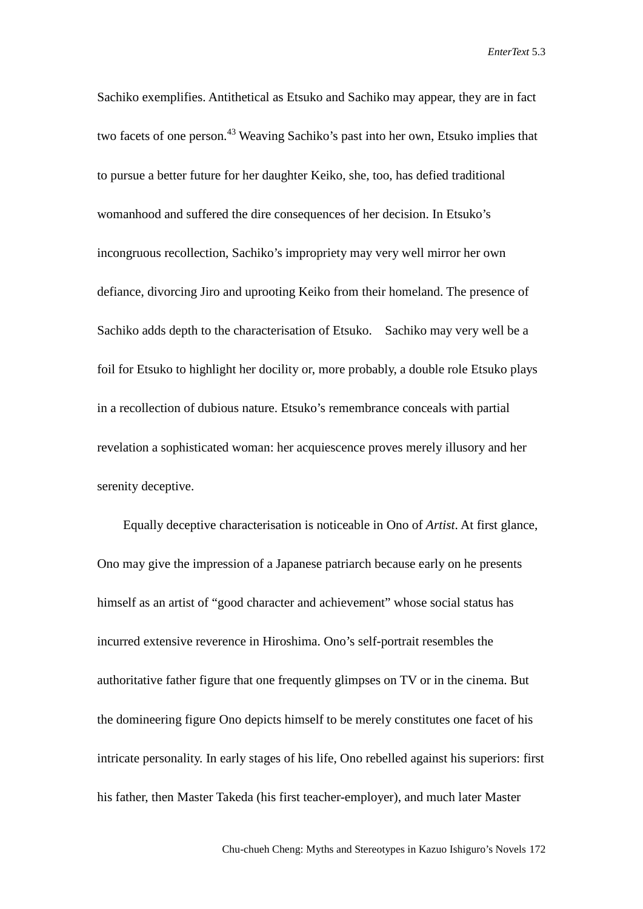Sachiko exemplifies. Antithetical as Etsuko and Sachiko may appear, they are in fact two facets of one person.[43] Weaving Sachiko's past into her own, Etsuko implies that to pursue a better future for her daughter Keiko, she, too, has defied traditional womanhood and suffered the dire consequences of her decision. In Etsuko's incongruous recollection, Sachiko's impropriety may very well mirror her own defiance, divorcing Jiro and uprooting Keiko from their homeland. The presence of Sachiko adds depth to the characterisation of Etsuko. Sachiko may very well be a foil for Etsuko to highlight her docility or, more probably, a double role Etsuko plays in a recollection of dubious nature. Etsuko's remembrance conceals with partial revelation a sophisticated woman: her acquiescence proves merely illusory and her serenity deceptive.

Equally deceptive characterisation is noticeable in Ono of *Artist*. At first glance, Ono may give the impression of a Japanese patriarch because early on he presents himself as an artist of "good character and achievement" whose social status has incurred extensive reverence in Hiroshima. Ono's self-portrait resembles the authoritative father figure that one frequently glimpses on TV or in the cinema. But the domineering figure Ono depicts himself to be merely constitutes one facet of his intricate personality. In early stages of his life, Ono rebelled against his superiors: first his father, then Master Takeda (his first teacher-employer), and much later Master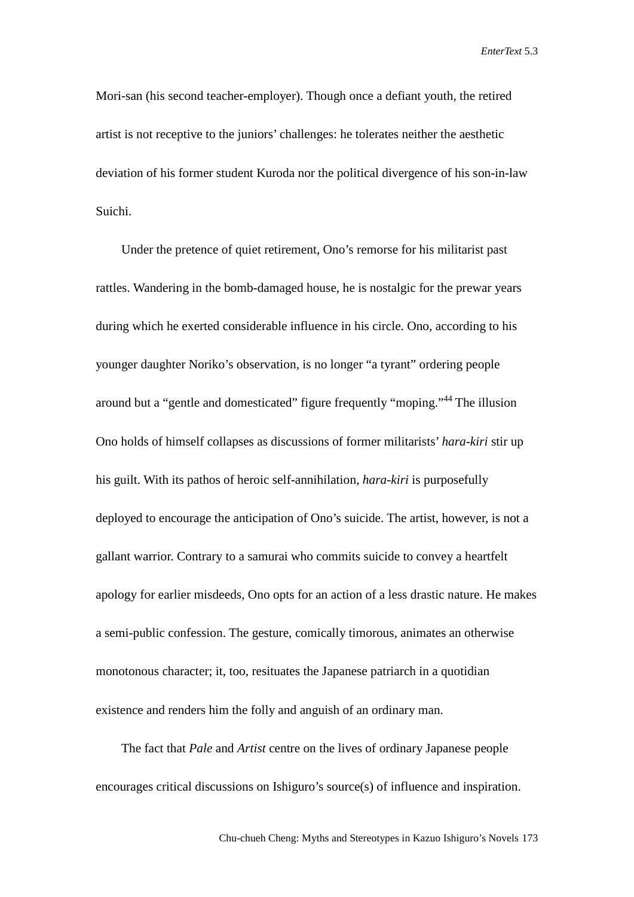Mori-san (his second teacher-employer). Though once a defiant youth, the retired artist is not receptive to the juniors' challenges: he tolerates neither the aesthetic deviation of his former student Kuroda nor the political divergence of his son-in-law Suichi.

Under the pretence of quiet retirement, Ono's remorse for his militarist past rattles. Wandering in the bomb-damaged house, he is nostalgic for the prewar years during which he exerted considerable influence in his circle. Ono, according to his younger daughter Noriko's observation, is no longer "a tyrant" ordering people around but a "gentle and domesticated" figure frequently "moping."[44] The illusion Ono holds of himself collapses as discussions of former militarists' *hara-kiri* stir up his guilt. With its pathos of heroic self-annihilation, *hara-kiri* is purposefully deployed to encourage the anticipation of Ono's suicide. The artist, however, is not a gallant warrior. Contrary to a samurai who commits suicide to convey a heartfelt apology for earlier misdeeds, Ono opts for an action of a less drastic nature. He makes a semi-public confession. The gesture, comically timorous, animates an otherwise monotonous character; it, too, resituates the Japanese patriarch in a quotidian existence and renders him the folly and anguish of an ordinary man.

The fact that *Pale* and *Artist* centre on the lives of ordinary Japanese people encourages critical discussions on Ishiguro's source(s) of influence and inspiration.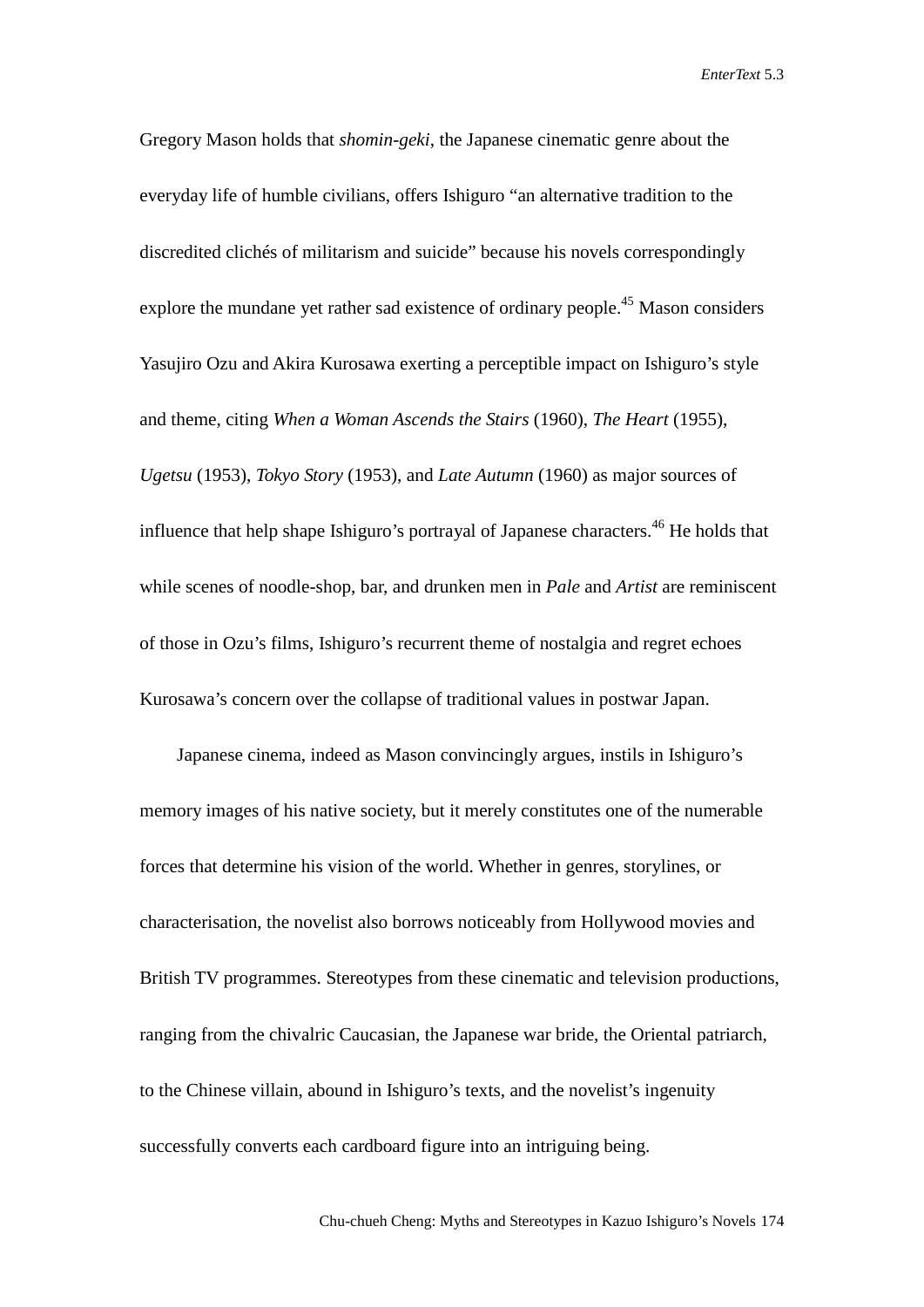Gregory Mason holds that *shomin-geki*, the Japanese cinematic genre about the everyday life of humble civilians, offers Ishiguro “an alternative tradition to the discredited clichés of militarism and suicide” because his novels correspondingly explore the mundane yet rather sad existence of ordinary people.[45] Mason considers Yasujiro Ozu and Akira Kurosawa exerting a perceptible impact on Ishiguro’s style and theme, citing *When a Woman Ascends the Stairs* (1960), *The Heart* (1955), *Ugetsu* (1953), *Tokyo Story* (1953), and *Late Autumn* (1960) as major sources of influence that help shape Ishiguro’s portrayal of Japanese characters.[46] He holds that while scenes of noodle-shop, bar, and drunken men in *Pale* and *Artist* are reminiscent of those in Ozu’s films, Ishiguro’s recurrent theme of nostalgia and regret echoes Kurosawa’s concern over the collapse of traditional values in postwar Japan.

Japanese cinema, indeed as Mason convincingly argues, instils in Ishiguro’s memory images of his native society, but it merely constitutes one of the numerable forces that determine his vision of the world. Whether in genres, storylines, or characterisation, the novelist also borrows noticeably from Hollywood movies and British TV programmes. Stereotypes from these cinematic and television productions, ranging from the chivalric Caucasian, the Japanese war bride, the Oriental patriarch, to the Chinese villain, abound in Ishiguro’s texts, and the novelist’s ingenuity successfully converts each cardboard figure into an intriguing being.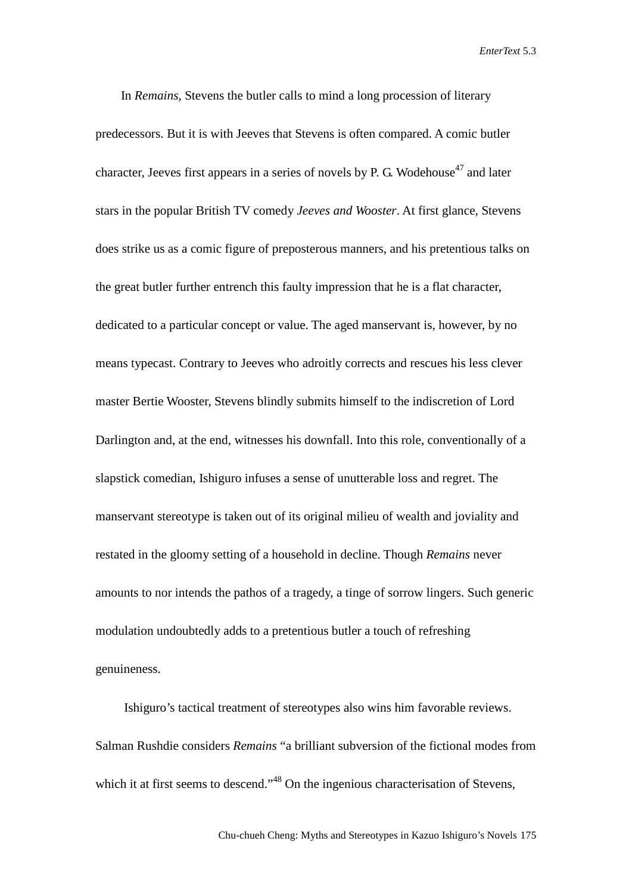In *Remains*, Stevens the butler calls to mind a long procession of literary predecessors. But it is with Jeeves that Stevens is often compared. A comic butler character, Jeeves first appears in a series of novels by P. G. Wodehouse[47] and later stars in the popular British TV comedy *Jeeves and Wooster*. At first glance, Stevens does strike us as a comic figure of preposterous manners, and his pretentious talks on the great butler further entrench this faulty impression that he is a flat character, dedicated to a particular concept or value. The aged manservant is, however, by no means typecast. Contrary to Jeeves who adroitly corrects and rescues his less clever master Bertie Wooster, Stevens blindly submits himself to the indiscretion of Lord Darlington and, at the end, witnesses his downfall. Into this role, conventionally of a slapstick comedian, Ishiguro infuses a sense of unutterable loss and regret. The manservant stereotype is taken out of its original milieu of wealth and joviality and restated in the gloomy setting of a household in decline. Though *Remains* never amounts to nor intends the pathos of a tragedy, a tinge of sorrow lingers. Such generic modulation undoubtedly adds to a pretentious butler a touch of refreshing genuineness.

Ishiguro's tactical treatment of stereotypes also wins him favorable reviews. Salman Rushdie considers *Remains* "a brilliant subversion of the fictional modes from which it at first seems to descend."[48] On the ingenious characterisation of Stevens,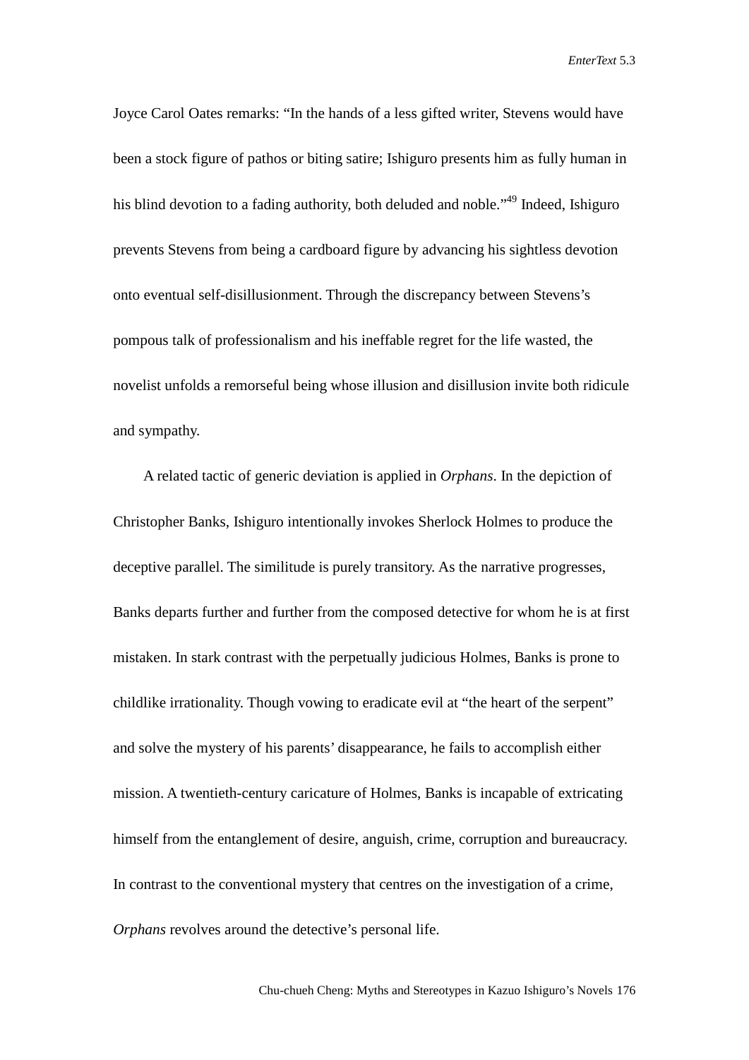Joyce Carol Oates remarks: "In the hands of a less gifted writer, Stevens would have been a stock figure of pathos or biting satire; Ishiguro presents him as fully human in his blind devotion to a fading authority, both deluded and noble."[49] Indeed, Ishiguro prevents Stevens from being a cardboard figure by advancing his sightless devotion onto eventual self-disillusionment. Through the discrepancy between Stevens's pompous talk of professionalism and his ineffable regret for the life wasted, the novelist unfolds a remorseful being whose illusion and disillusion invite both ridicule and sympathy.

A related tactic of generic deviation is applied in *Orphans*. In the depiction of Christopher Banks, Ishiguro intentionally invokes Sherlock Holmes to produce the deceptive parallel. The similitude is purely transitory. As the narrative progresses, Banks departs further and further from the composed detective for whom he is at first mistaken. In stark contrast with the perpetually judicious Holmes, Banks is prone to childlike irrationality. Though vowing to eradicate evil at "the heart of the serpent" and solve the mystery of his parents' disappearance, he fails to accomplish either mission. A twentieth-century caricature of Holmes, Banks is incapable of extricating himself from the entanglement of desire, anguish, crime, corruption and bureaucracy. In contrast to the conventional mystery that centres on the investigation of a crime, *Orphans* revolves around the detective's personal life.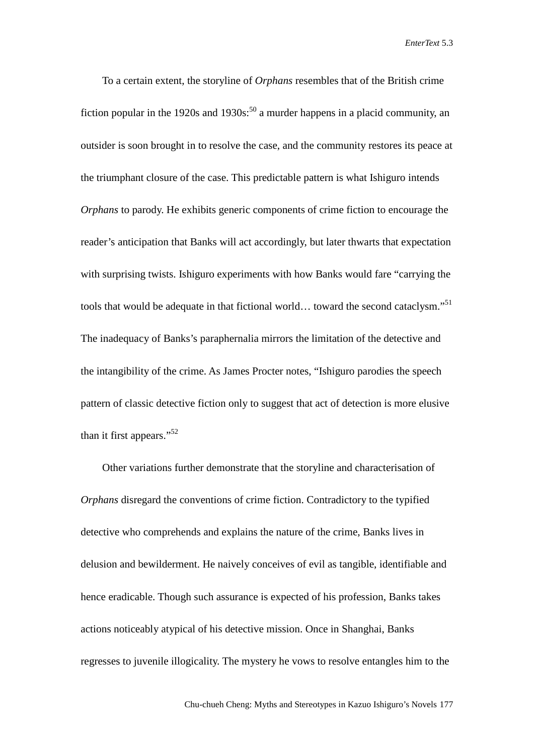To a certain extent, the storyline of *Orphans* resembles that of the British crime fiction popular in the 1920s and 1930s:[50] a murder happens in a placid community, an outsider is soon brought in to resolve the case, and the community restores its peace at the triumphant closure of the case. This predictable pattern is what Ishiguro intends *Orphans* to parody. He exhibits generic components of crime fiction to encourage the reader's anticipation that Banks will act accordingly, but later thwarts that expectation with surprising twists. Ishiguro experiments with how Banks would fare "carrying the tools that would be adequate in that fictional world… toward the second cataclysm."[51] The inadequacy of Banks's paraphernalia mirrors the limitation of the detective and the intangibility of the crime. As James Procter notes, "Ishiguro parodies the speech pattern of classic detective fiction only to suggest that act of detection is more elusive than it first appears."[52]

Other variations further demonstrate that the storyline and characterisation of *Orphans* disregard the conventions of crime fiction. Contradictory to the typified detective who comprehends and explains the nature of the crime, Banks lives in delusion and bewilderment. He naively conceives of evil as tangible, identifiable and hence eradicable. Though such assurance is expected of his profession, Banks takes actions noticeably atypical of his detective mission. Once in Shanghai, Banks regresses to juvenile illogicality. The mystery he vows to resolve entangles him to the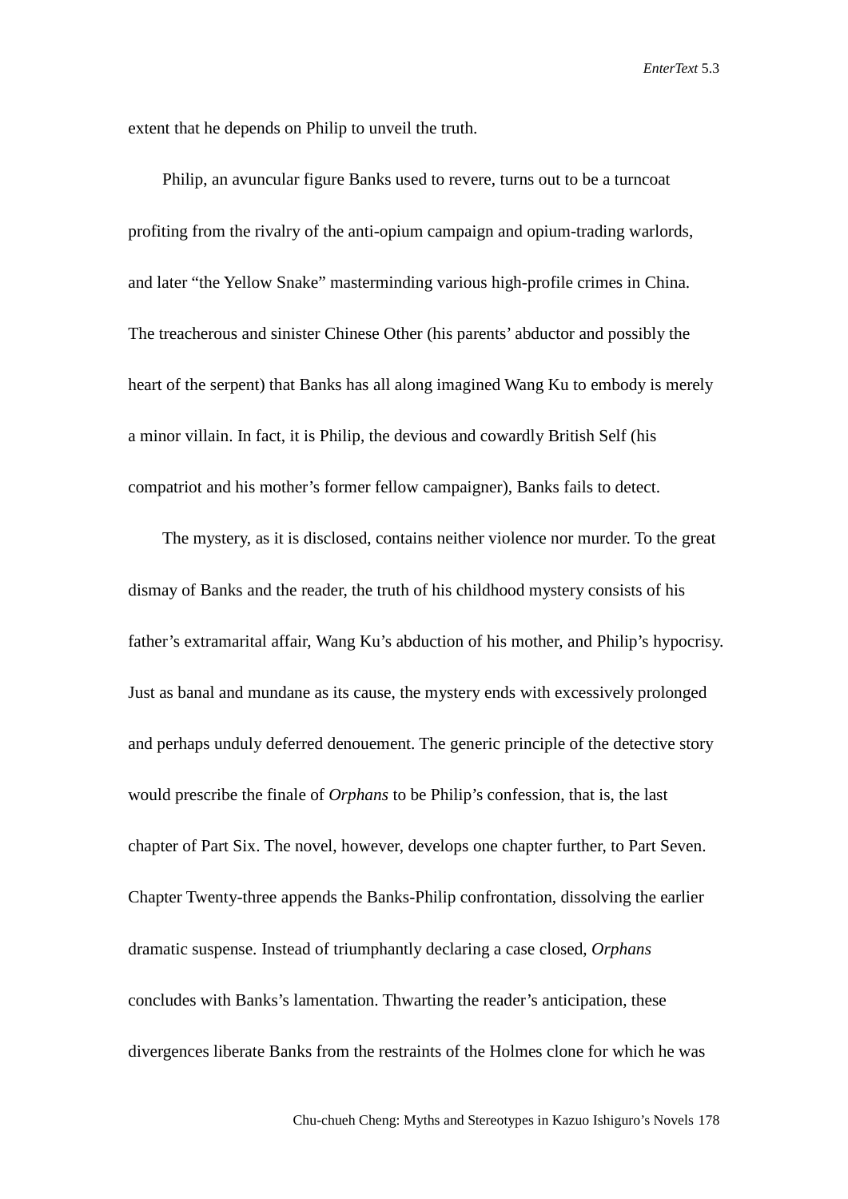extent that he depends on Philip to unveil the truth.

Philip, an avuncular figure Banks used to revere, turns out to be a turncoat profiting from the rivalry of the anti-opium campaign and opium-trading warlords, and later "the Yellow Snake" masterminding various high-profile crimes in China. The treacherous and sinister Chinese Other (his parents' abductor and possibly the heart of the serpent) that Banks has all along imagined Wang Ku to embody is merely a minor villain. In fact, it is Philip, the devious and cowardly British Self (his compatriot and his mother's former fellow campaigner), Banks fails to detect.

The mystery, as it is disclosed, contains neither violence nor murder. To the great dismay of Banks and the reader, the truth of his childhood mystery consists of his father's extramarital affair, Wang Ku's abduction of his mother, and Philip's hypocrisy. Just as banal and mundane as its cause, the mystery ends with excessively prolonged and perhaps unduly deferred denouement. The generic principle of the detective story would prescribe the finale of *Orphans* to be Philip's confession, that is, the last chapter of Part Six. The novel, however, develops one chapter further, to Part Seven. Chapter Twenty-three appends the Banks-Philip confrontation, dissolving the earlier dramatic suspense. Instead of triumphantly declaring a case closed, *Orphans* concludes with Banks's lamentation. Thwarting the reader's anticipation, these divergences liberate Banks from the restraints of the Holmes clone for which he was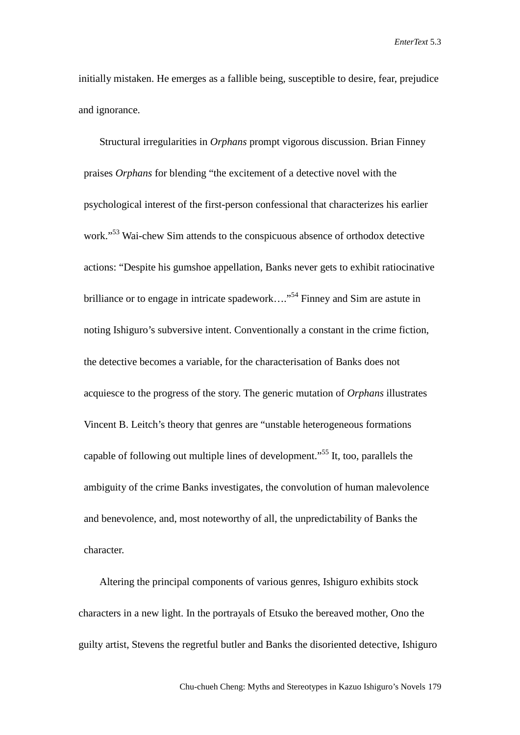initially mistaken. He emerges as a fallible being, susceptible to desire, fear, prejudice and ignorance.

Structural irregularities in *Orphans* prompt vigorous discussion. Brian Finney praises *Orphans* for blending "the excitement of a detective novel with the psychological interest of the first-person confessional that characterizes his earlier work."[53] Wai-chew Sim attends to the conspicuous absence of orthodox detective actions: "Despite his gumshoe appellation, Banks never gets to exhibit ratiocinative brilliance or to engage in intricate spadework…."[54] Finney and Sim are astute in noting Ishiguro's subversive intent. Conventionally a constant in the crime fiction, the detective becomes a variable, for the characterisation of Banks does not acquiesce to the progress of the story. The generic mutation of *Orphans* illustrates Vincent B. Leitch's theory that genres are "unstable heterogeneous formations capable of following out multiple lines of development."[55] It, too, parallels the ambiguity of the crime Banks investigates, the convolution of human malevolence and benevolence, and, most noteworthy of all, the unpredictability of Banks the character.

Altering the principal components of various genres, Ishiguro exhibits stock characters in a new light. In the portrayals of Etsuko the bereaved mother, Ono the guilty artist, Stevens the regretful butler and Banks the disoriented detective, Ishiguro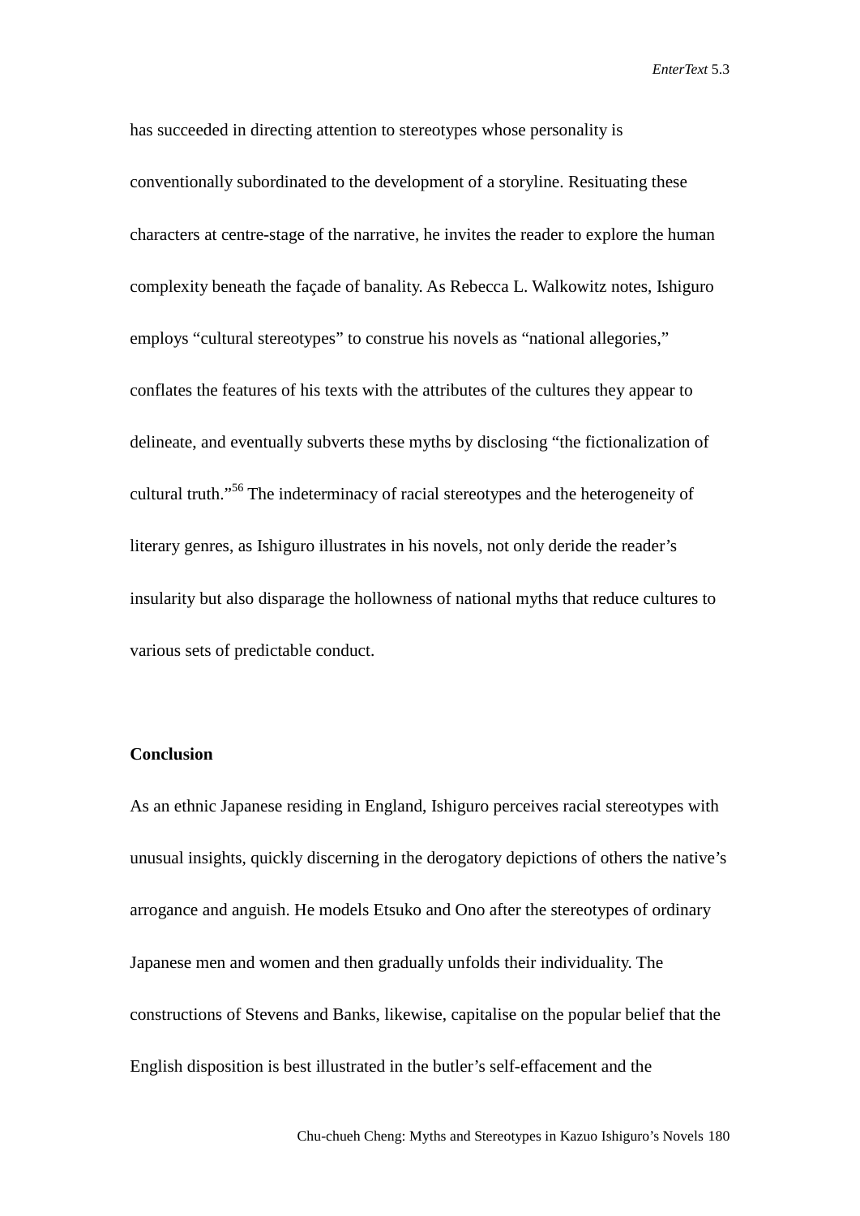has succeeded in directing attention to stereotypes whose personality is conventionally subordinated to the development of a storyline. Resituating these characters at centre-stage of the narrative, he invites the reader to explore the human complexity beneath the façade of banality. As Rebecca L. Walkowitz notes, Ishiguro employs "cultural stereotypes" to construe his novels as "national allegories," conflates the features of his texts with the attributes of the cultures they appear to delineate, and eventually subverts these myths by disclosing "the fictionalization of cultural truth."[56] The indeterminacy of racial stereotypes and the heterogeneity of literary genres, as Ishiguro illustrates in his novels, not only deride the reader's insularity but also disparage the hollowness of national myths that reduce cultures to various sets of predictable conduct.

**Conclusion**

As an ethnic Japanese residing in England, Ishiguro perceives racial stereotypes with unusual insights, quickly discerning in the derogatory depictions of others the native's arrogance and anguish. He models Etsuko and Ono after the stereotypes of ordinary Japanese men and women and then gradually unfolds their individuality. The constructions of Stevens and Banks, likewise, capitalise on the popular belief that the English disposition is best illustrated in the butler's self-effacement and the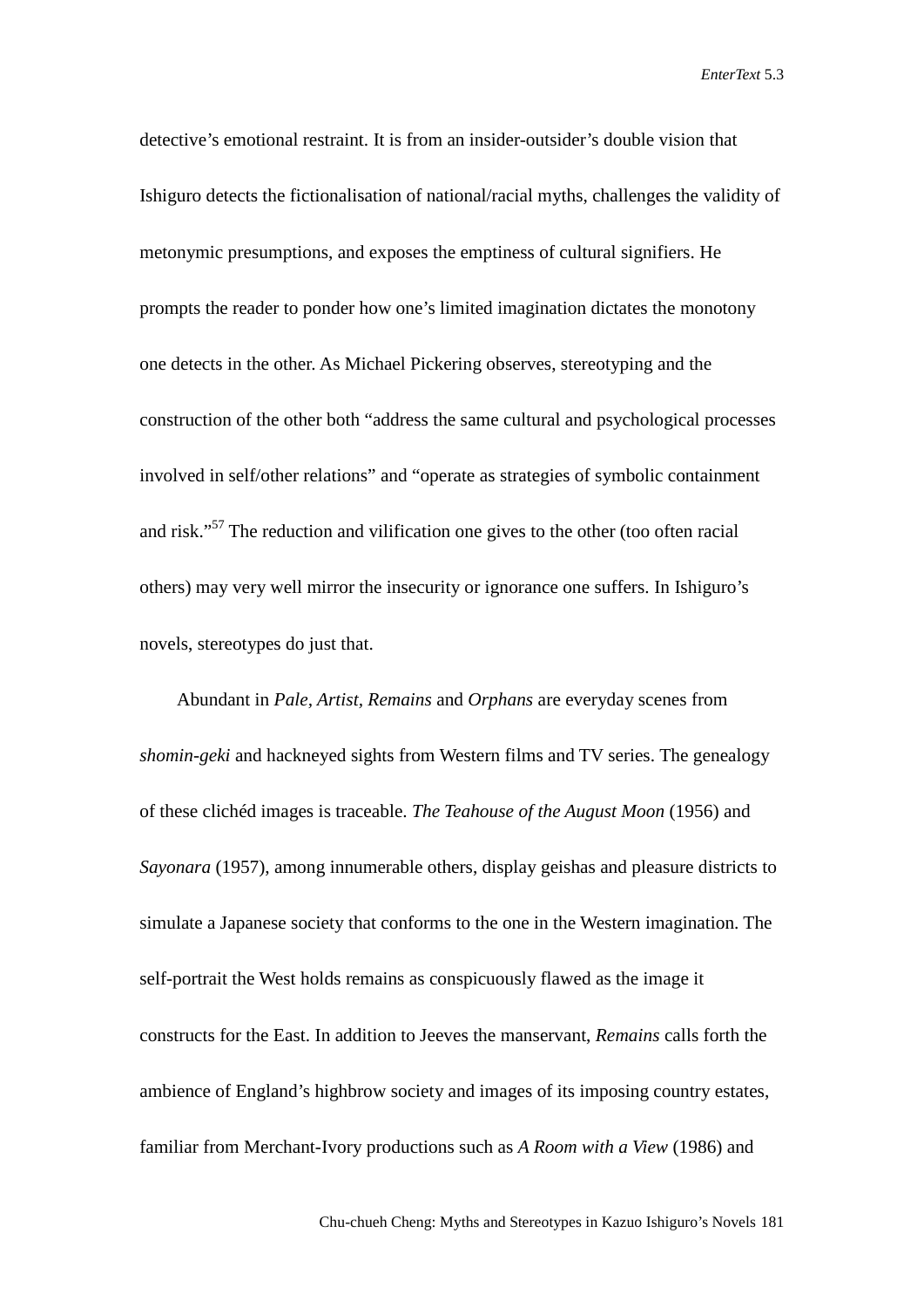detective's emotional restraint. It is from an insider-outsider's double vision that Ishiguro detects the fictionalisation of national/racial myths, challenges the validity of metonymic presumptions, and exposes the emptiness of cultural signifiers. He prompts the reader to ponder how one's limited imagination dictates the monotony one detects in the other. As Michael Pickering observes, stereotyping and the construction of the other both "address the same cultural and psychological processes involved in self/other relations" and "operate as strategies of symbolic containment and risk."[57] The reduction and vilification one gives to the other (too often racial others) may very well mirror the insecurity or ignorance one suffers. In Ishiguro's novels, stereotypes do just that.

Abundant in *Pale, Artist, Remains* and *Orphans* are everyday scenes from *shomin-geki* and hackneyed sights from Western films and TV series. The genealogy of these clichéd images is traceable. *The Teahouse of the August Moon* (1956) and *Sayonara* (1957), among innumerable others, display geishas and pleasure districts to simulate a Japanese society that conforms to the one in the Western imagination. The self-portrait the West holds remains as conspicuously flawed as the image it constructs for the East. In addition to Jeeves the manservant, *Remains* calls forth the ambience of England's highbrow society and images of its imposing country estates, familiar from Merchant-Ivory productions such as *A Room with a View* (1986) and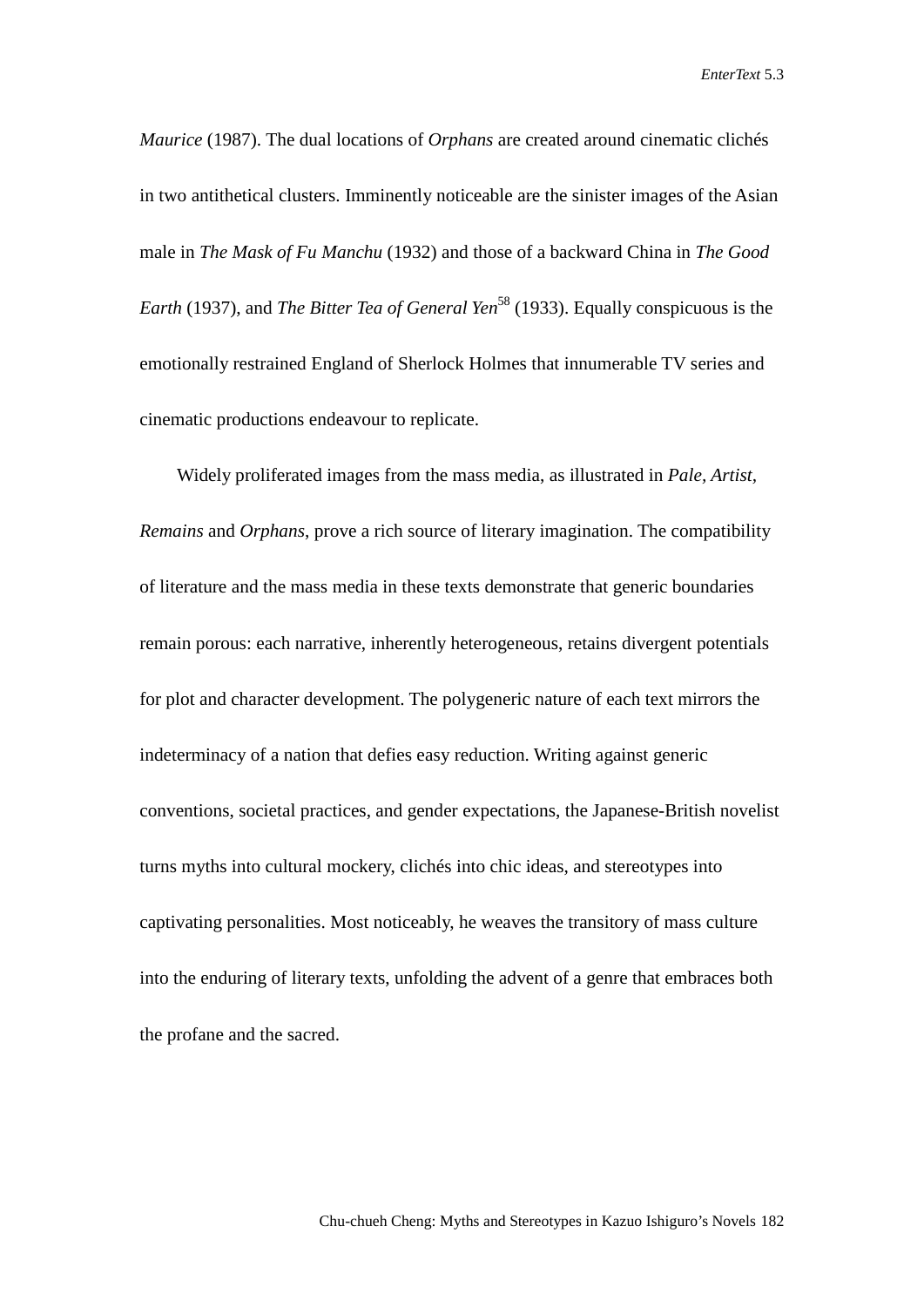*Maurice* (1987). The dual locations of *Orphans* are created around cinematic clichés in two antithetical clusters. Imminently noticeable are the sinister images of the Asian male in *The Mask of Fu Manchu* (1932) and those of a backward China in *The Good Earth* (1937), and *The Bitter Tea of General Yen*[58] (1933). Equally conspicuous is the emotionally restrained England of Sherlock Holmes that innumerable TV series and cinematic productions endeavour to replicate.

Widely proliferated images from the mass media, as illustrated in *Pale, Artist, Remains* and *Orphans*, prove a rich source of literary imagination. The compatibility of literature and the mass media in these texts demonstrate that generic boundaries remain porous: each narrative, inherently heterogeneous, retains divergent potentials for plot and character development. The polygeneric nature of each text mirrors the indeterminacy of a nation that defies easy reduction. Writing against generic conventions, societal practices, and gender expectations, the Japanese-British novelist turns myths into cultural mockery, clichés into chic ideas, and stereotypes into captivating personalities. Most noticeably, he weaves the transitory of mass culture into the enduring of literary texts, unfolding the advent of a genre that embraces both the profane and the sacred.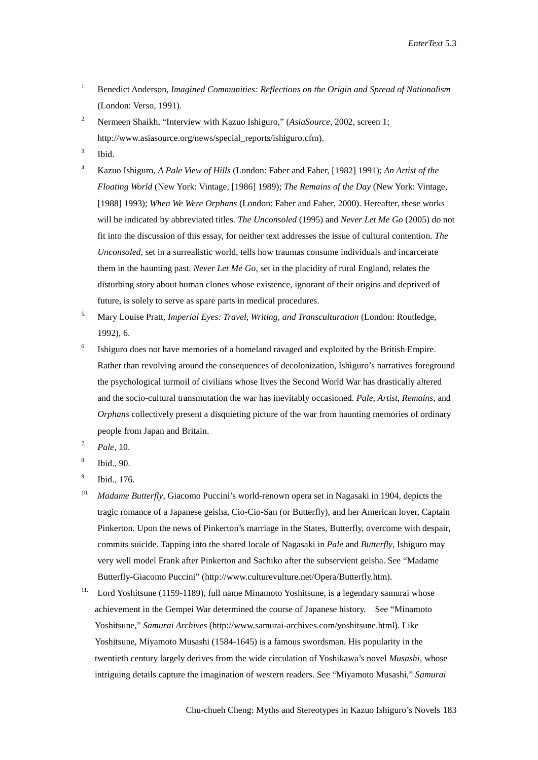1. Benedict Anderson, *Imagined Communities: Reflections on the Origin and Spread of Nationalism* (London: Verso, 1991).

2. Nermeen Shaikh, "Interview with Kazuo Ishiguro," (*AsiaSource*, 2002, screen 1; http://www.asiasource.org/news/special_reports/ishiguro.cfm).

3. Ibid.

4. Kazuo Ishiguro, *A Pale View of Hills* (London: Faber and Faber, [1982] 1991); *An Artist of the Floating World* (New York: Vintage, [1986] 1989); *The Remains of the Day* (New York: Vintage, [1988] 1993); *When We Were Orphans* (London: Faber and Faber, 2000). Hereafter, these works will be indicated by abbreviated titles. *The Unconsoled* (1995) and *Never Let Me Go* (2005) do not fit into the discussion of this essay, for neither text addresses the issue of cultural contention. *The Unconsoled*, set in a surrealistic world, tells how traumas consume individuals and incarcerate them in the haunting past. *Never Let Me Go*, set in the placidity of rural England, relates the disturbing story about human clones whose existence, ignorant of their origins and deprived of future, is solely to serve as spare parts in medical procedures.

5. Mary Louise Pratt, *Imperial Eyes: Travel, Writing, and Transculturation* (London: Routledge, 1992), 6.

6. Ishiguro does not have memories of a homeland ravaged and exploited by the British Empire. Rather than revolving around the consequences of decolonization, Ishiguro's narratives foreground the psychological turmoil of civilians whose lives the Second World War has drastically altered and the socio-cultural transmutation the war has inevitably occasioned. *Pale*, *Artist*, *Remains*, and *Orphans* collectively present a disquieting picture of the war from haunting memories of ordinary people from Japan and Britain.

7. *Pale*, 10.

8. Ibid., 90.

9. Ibid., 176.

10. *Madame Butterfly*, Giacomo Puccini's world-renown opera set in Nagasaki in 1904, depicts the tragic romance of a Japanese geisha, Cio-Cio-San (or Butterfly), and her American lover, Captain Pinkerton. Upon the news of Pinkerton's marriage in the States, Butterfly, overcome with despair, commits suicide. Tapping into the shared locale of Nagasaki in *Pale* and *Butterfly*, Ishiguro may very well model Frank after Pinkerton and Sachiko after the subservient geisha. See "Madame Butterfly-Giacomo Puccini" (http://www.culturevulture.net/Opera/Butterfly.htm).

11. Lord Yoshitsune (1159-1189), full name Minamoto Yoshitsune, is a legendary samurai whose achievement in the Gempei War determined the course of Japanese history. See "Minamoto Yoshitsune," *Samurai Archives* (http://www.samurai-archives.com/yoshitsune.html). Like Yoshitsune, Miyamoto Musashi (1584-1645) is a famous swordsman. His popularity in the twentieth century largely derives from the wide circulation of Yoshikawa's novel *Musashi*, whose intriguing details capture the imagination of western readers. See "Miyamoto Musashi," *Samurai*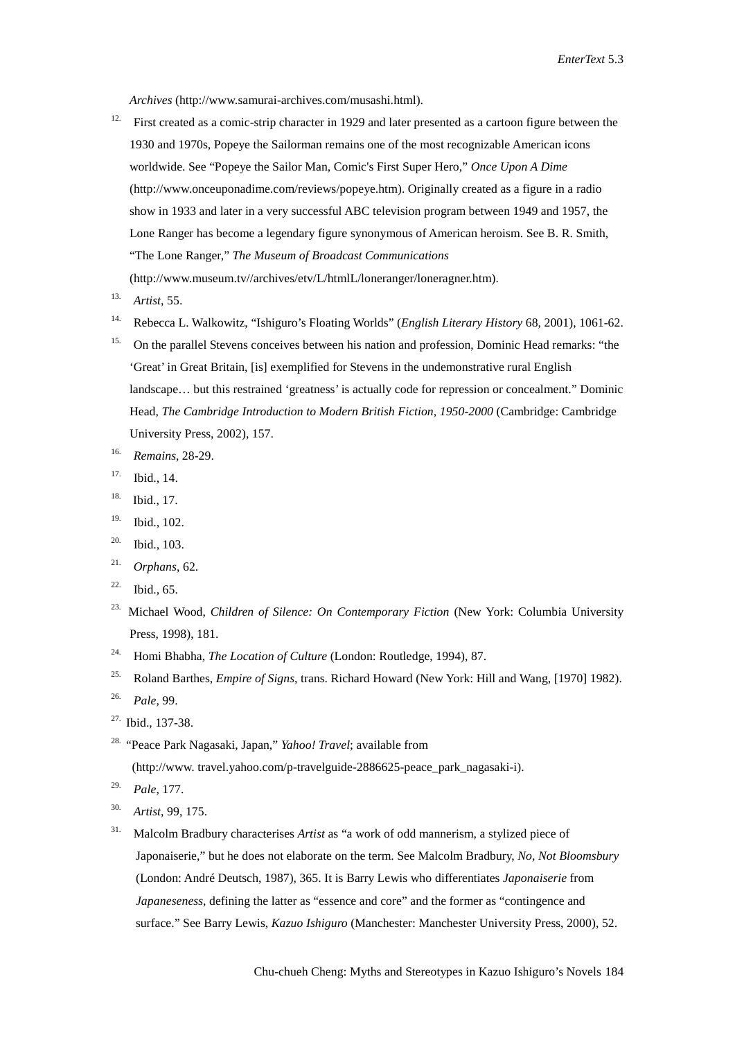*Archives* (http://www.samurai-archives.com/musashi.html).

12. First created as a comic-strip character in 1929 and later presented as a cartoon figure between the 1930 and 1970s, Popeye the Sailorman remains one of the most recognizable American icons worldwide. See "Popeye the Sailor Man, Comic's First Super Hero," *Once Upon A Dime* (http://www.onceuponadime.com/reviews/popeye.htm). Originally created as a figure in a radio show in 1933 and later in a very successful ABC television program between 1949 and 1957, the Lone Ranger has become a legendary figure synonymous of American heroism. See B. R. Smith, "The Lone Ranger," *The Museum of Broadcast Communications* (http://www.museum.tv//archives/etv/L/htmlL/loneranger/loneragner.htm).

13. *Artist*, 55.

14. Rebecca L. Walkowitz, "Ishiguro's Floating Worlds" (*English Literary History* 68, 2001), 1061-62.

15. On the parallel Stevens conceives between his nation and profession, Dominic Head remarks: "the 'Great' in Great Britain, [is] exemplified for Stevens in the undemonstrative rural English landscape… but this restrained 'greatness' is actually code for repression or concealment." Dominic Head, *The Cambridge Introduction to Modern British Fiction, 1950-2000* (Cambridge: Cambridge University Press, 2002), 157.

16. *Remains*, 28-29.

17. Ibid., 14.

18. Ibid., 17.

19. Ibid., 102.

20. Ibid., 103.

21. *Orphans*, 62.

22. Ibid., 65.

23. Michael Wood, *Children of Silence: On Contemporary Fiction* (New York: Columbia University Press, 1998), 181.

24. Homi Bhabha, *The Location of Culture* (London: Routledge, 1994), 87.

25. Roland Barthes, *Empire of Signs*, trans. Richard Howard (New York: Hill and Wang, [1970] 1982).

26. *Pale*, 99.

27. Ibid., 137-38.

28. "Peace Park Nagasaki, Japan," *Yahoo! Travel*; available from (http://www. travel.yahoo.com/p-travelguide-2886625-peace_park_nagasaki-i).

29. *Pale*, 177.

30. *Artist*, 99, 175.

31. Malcolm Bradbury characterises *Artist* as "a work of odd mannerism, a stylized piece of Japonaiserie," but he does not elaborate on the term. See Malcolm Bradbury, *No, Not Bloomsbury* (London: André Deutsch, 1987), 365. It is Barry Lewis who differentiates *Japonaiserie* from *Japaneseness*, defining the latter as "essence and core" and the former as "contingence and surface." See Barry Lewis, *Kazuo Ishiguro* (Manchester: Manchester University Press, 2000), 52.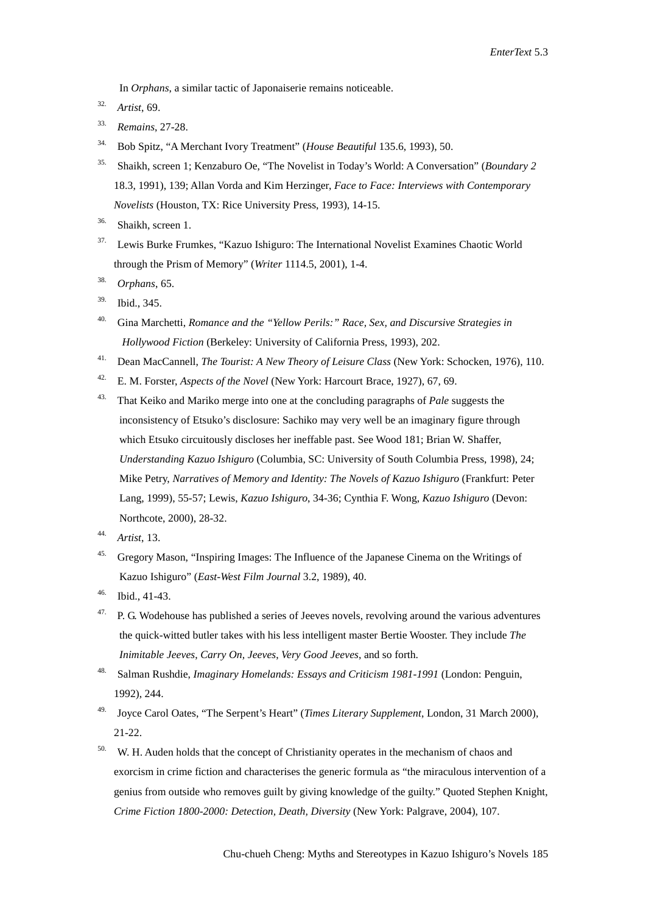In *Orphans*, a similar tactic of Japonaiserie remains noticeable.

32. *Artist*, 69.

33. *Remains*, 27-28.

34. Bob Spitz, "A Merchant Ivory Treatment" (*House Beautiful* 135.6, 1993), 50.

35. Shaikh, screen 1; Kenzaburo Oe, "The Novelist in Today's World: A Conversation" (*Boundary 2* 18.3, 1991), 139; Allan Vorda and Kim Herzinger, *Face to Face: Interviews with Contemporary Novelists* (Houston, TX: Rice University Press, 1993), 14-15.

36. Shaikh, screen 1.

37. Lewis Burke Frumkes, "Kazuo Ishiguro: The International Novelist Examines Chaotic World through the Prism of Memory" (*Writer* 1114.5, 2001), 1-4.

38. *Orphans*, 65.

39. Ibid., 345.

40. Gina Marchetti, *Romance and the "Yellow Perils:" Race, Sex, and Discursive Strategies in Hollywood Fiction* (Berkeley: University of California Press, 1993), 202.

41. Dean MacCannell, *The Tourist: A New Theory of Leisure Class* (New York: Schocken, 1976), 110.

42. E. M. Forster, *Aspects of the Novel* (New York: Harcourt Brace, 1927), 67, 69.

43. That Keiko and Mariko merge into one at the concluding paragraphs of *Pale* suggests the inconsistency of Etsuko's disclosure: Sachiko may very well be an imaginary figure through which Etsuko circuitously discloses her ineffable past. See Wood 181; Brian W. Shaffer, *Understanding Kazuo Ishiguro* (Columbia, SC: University of South Columbia Press, 1998), 24; Mike Petry, *Narratives of Memory and Identity: The Novels of Kazuo Ishiguro* (Frankfurt: Peter Lang, 1999), 55-57; Lewis, *Kazuo Ishiguro*, 34-36; Cynthia F. Wong, *Kazuo Ishiguro* (Devon: Northcote, 2000), 28-32.

44. *Artist*, 13.

45. Gregory Mason, "Inspiring Images: The Influence of the Japanese Cinema on the Writings of Kazuo Ishiguro" (*East-West Film Journal* 3.2, 1989), 40.

46. Ibid., 41-43.

47. P. G. Wodehouse has published a series of Jeeves novels, revolving around the various adventures the quick-witted butler takes with his less intelligent master Bertie Wooster. They include *The Inimitable Jeeves*, *Carry On, Jeeves*, *Very Good Jeeves*, and so forth.

48. Salman Rushdie, *Imaginary Homelands: Essays and Criticism 1981-1991* (London: Penguin, 1992), 244.

49. Joyce Carol Oates, "The Serpent's Heart" (*Times Literary Supplement*, London, 31 March 2000), 21-22.

50. W. H. Auden holds that the concept of Christianity operates in the mechanism of chaos and exorcism in crime fiction and characterises the generic formula as "the miraculous intervention of a genius from outside who removes guilt by giving knowledge of the guilty." Quoted Stephen Knight, *Crime Fiction 1800-2000: Detection, Death, Diversity* (New York: Palgrave, 2004), 107.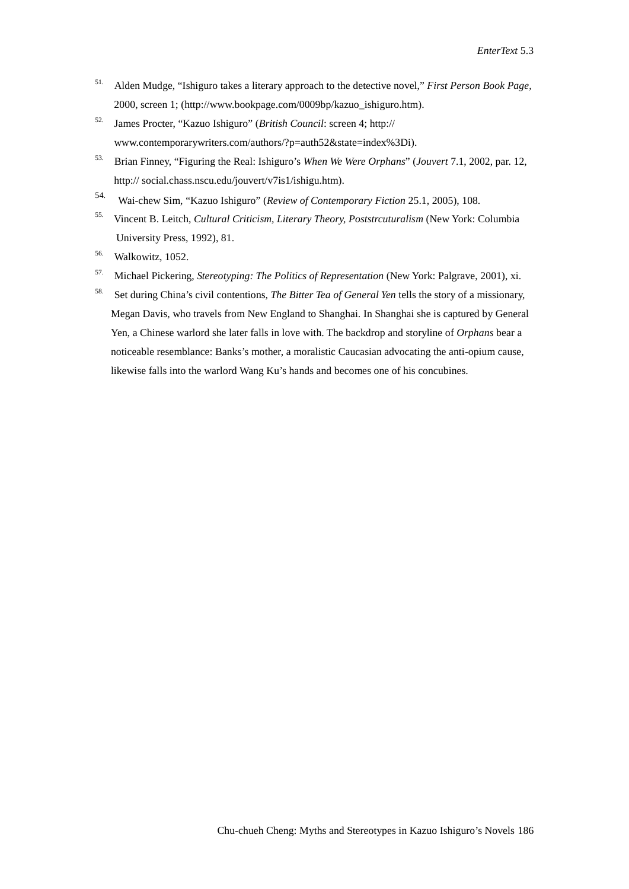51. Alden Mudge, "Ishiguro takes a literary approach to the detective novel," *First Person Book Page,* 2000, screen 1; (http://www.bookpage.com/0009bp/kazuo_ishiguro.htm).

52. James Procter, "Kazuo Ishiguro" (*British Council*: screen 4; http:// www.contemporarywriters.com/authors/?p=auth52&state=index%3Di).

53. Brian Finney, "Figuring the Real: Ishiguro's *When We Were Orphans*" (*Jouvert* 7.1, 2002, par. 12, http:// social.chass.nscu.edu/jouvert/v7is1/ishigu.htm).

54. Wai-chew Sim, "Kazuo Ishiguro" (*Review of Contemporary Fiction* 25.1, 2005), 108.

55. Vincent B. Leitch, *Cultural Criticism, Literary Theory, Poststrcuturalism* (New York: Columbia University Press, 1992), 81.

56. Walkowitz, 1052.

57. Michael Pickering, *Stereotyping: The Politics of Representation* (New York: Palgrave, 2001), xi.

58. Set during China's civil contentions, *The Bitter Tea of General Yen* tells the story of a missionary, Megan Davis, who travels from New England to Shanghai. In Shanghai she is captured by General Yen, a Chinese warlord she later falls in love with. The backdrop and storyline of *Orphans* bear a noticeable resemblance: Banks's mother, a moralistic Caucasian advocating the anti-opium cause, likewise falls into the warlord Wang Ku's hands and becomes one of his concubines.